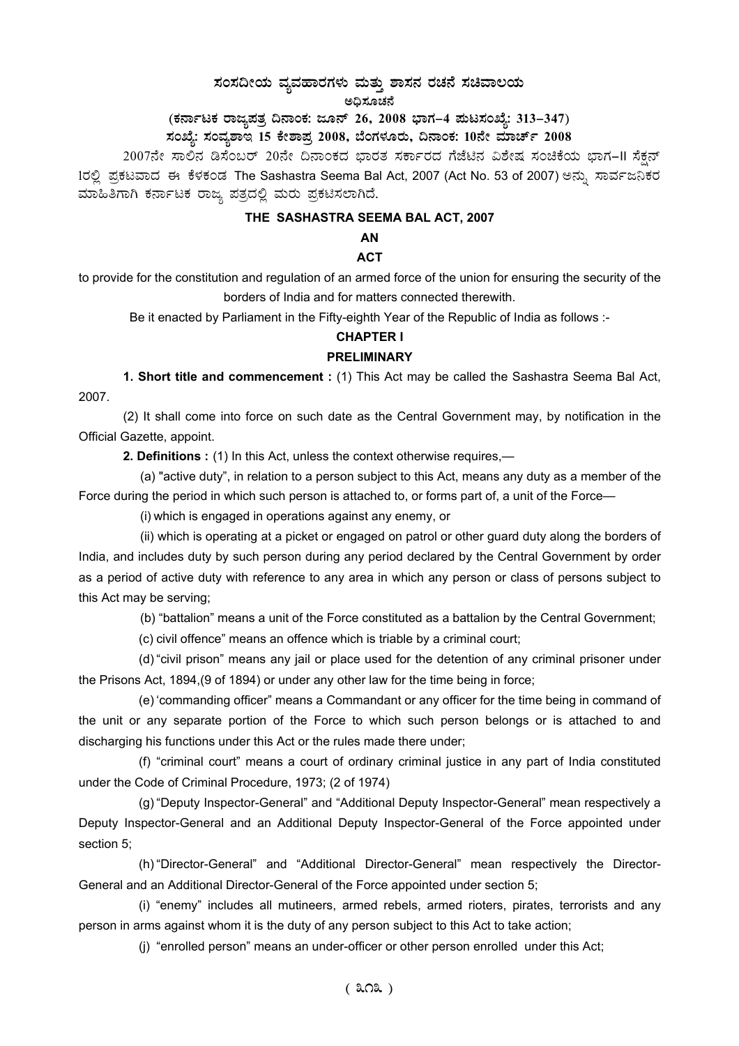# ಸಂಸದೀಯ ವ್ಯವಹಾರಗಳು ಮತ್ತು ಶಾಸನ ರಚನೆ ಸಚಿವಾಲಯ

**ಅಧಿಸೂಚನೆ**

**(ಕರ್ನಾಟಕ ರಾಜ್ಯಪತ್ರ ದಿನಾಂಕ: ಜೂನ್ 26, 2008 ಭಾಗ–4 ಪುಟಸಂಖ್ಯೆ: 313–347)**

**ಸಂಖ್ಯೆ: ಸಂವ್ಯಶಾಇ 15 ಕೇಶಾಪ್ರ 2008, ಬೆಂಗಳೂರು, ದಿನಾಂಕ: 10ನೇ ಮಾರ್ಚ್ 2008**

2007ನೇ ಸಾಲಿನ ಡಿಸೆಂಬರ್ 20ನೇ ದಿನಾಂಕದ ಭಾರತ ಸರ್ಕಾರದ ಗೆಜೆಟಿನ ವಿಶೇಷ ಸಂಚಿಕೆಯ ಭಾಗ–II ಸೆಕ್ಷನ್ 1ರಲ್ಲಿ ಪ್ರಕಟವಾದ ಈ ಕೆಳಕಂಡ The Sashastra Seema Bal Act, 2007 (Act No. 53 of 2007) ಅನ್ನು ಸಾರ್ವಜನಿಕರ ಮಾಹಿತಿಗಾಗಿ ಕರ್ನಾಟಕ ರಾಜ್ಯ ಪತ್ರದಲ್ಲಿ ಮರು ಪ್ರಕಟಿಸಲಾಗಿದೆ.

## THE SASHASTRA SEEMA BAL ACT, 2007

**AN**

**ACT**

to provide for the constitution and regulation of an armed force of the union for ensuring the security of the borders of India and for matters connected therewith.

Be it enacted by Parliament in the Fifty-eighth Year of the Republic of India as follows :-

### CHAPTER I

### PRELIMINARY

**1. Short title and commencement :** (1) This Act may be called the Sashastra Seema Bal Act, 2007.

(2) It shall come into force on such date as the Central Government may, by notification in the Official Gazette, appoint.

**2. Definitions :** (1) In this Act, unless the context otherwise requires,—

(a) "active duty", in relation to a person subject to this Act, means any duty as a member of the Force during the period in which such person is attached to, or forms part of, a unit of the Force—

(i) which is engaged in operations against any enemy, or

(ii) which is operating at a picket or engaged on patrol or other guard duty along the borders of India, and includes duty by such person during any period declared by the Central Government by order as a period of active duty with reference to any area in which any person or class of persons subject to this Act may be serving;

(b) "battalion" means a unit of the Force constituted as a battalion by the Central Government;

(c) civil offence" means an offence which is triable by a criminal court;

(d) "civil prison" means any jail or place used for the detention of any criminal prisoner under the Prisons Act, 1894,(9 of 1894) or under any other law for the time being in force;

(e) 'commanding officer" means a Commandant or any officer for the time being in command of the unit or any separate portion of the Force to which such person belongs or is attached to and discharging his functions under this Act or the rules made there under;

(f) "criminal court" means a court of ordinary criminal justice in any part of India constituted under the Code of Criminal Procedure, 1973; (2 of 1974)

(g) "Deputy Inspector-General" and "Additional Deputy Inspector-General" mean respectively a Deputy Inspector-General and an Additional Deputy Inspector-General of the Force appointed under section 5;

(h) "Director-General" and "Additional Director-General" mean respectively the Director-General and an Additional Director-General of the Force appointed under section 5;

(i) "enemy" includes all mutineers, armed rebels, armed rioters, pirates, terrorists and any person in arms against whom it is the duty of any person subject to this Act to take action;

(j) "enrolled person" means an under-officer or other person enrolled under this Act;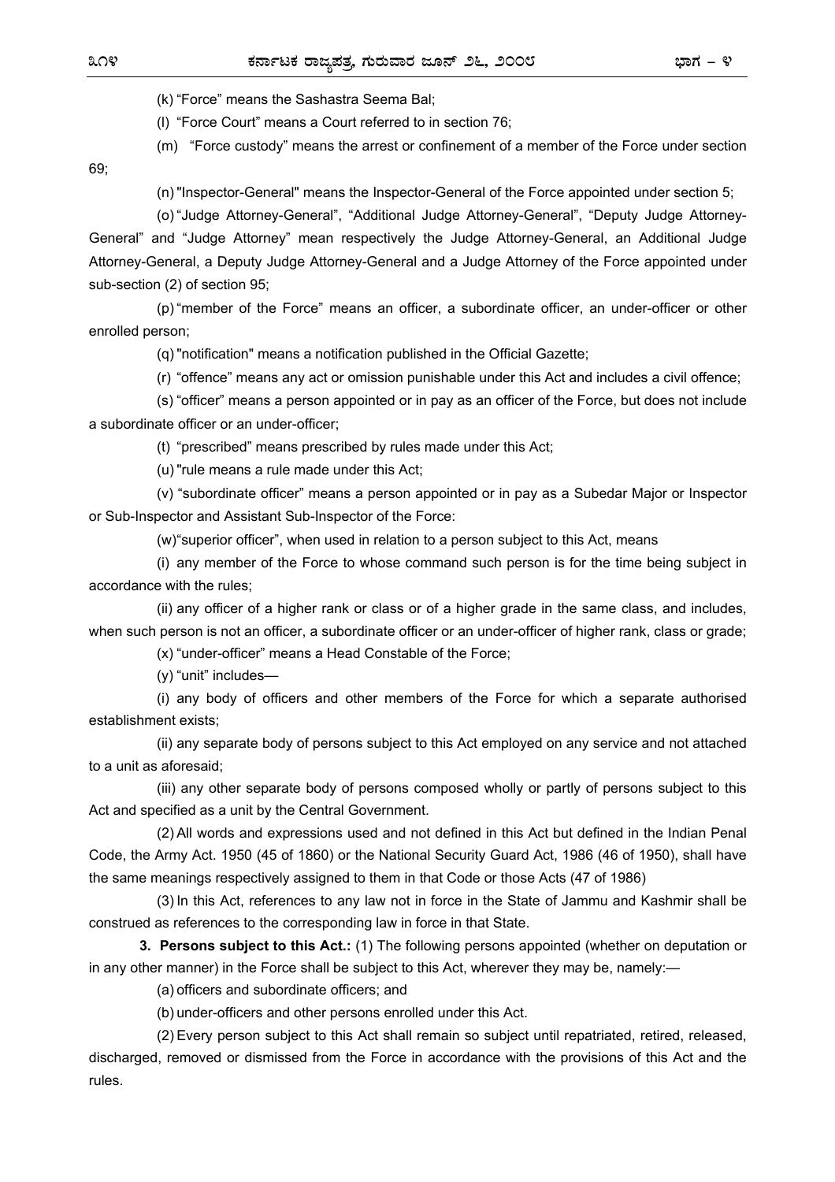(k) "Force" means the Sashastra Seema Bal;

(l) "Force Court" means a Court referred to in section 76;

(m) "Force custody" means the arrest or confinement of a member of the Force under section 69;

(n) "Inspector-General" means the Inspector-General of the Force appointed under section 5;

(o) "Judge Attorney-General", "Additional Judge Attorney-General", "Deputy Judge Attorney-General" and "Judge Attorney" mean respectively the Judge Attorney-General, an Additional Judge Attorney-General, a Deputy Judge Attorney-General and a Judge Attorney of the Force appointed under sub-section (2) of section 95;

(p) "member of the Force" means an officer, a subordinate officer, an under-officer or other enrolled person;

(q) "notification" means a notification published in the Official Gazette;

(r) "offence" means any act or omission punishable under this Act and includes a civil offence;

(s) "officer" means a person appointed or in pay as an officer of the Force, but does not include a subordinate officer or an under-officer;

(t) "prescribed" means prescribed by rules made under this Act;

(u) "rule means a rule made under this Act;

(v) "subordinate officer" means a person appointed or in pay as a Subedar Major or Inspector or Sub-Inspector and Assistant Sub-Inspector of the Force:

(w) "superior officer", when used in relation to a person subject to this Act, means

(i) any member of the Force to whose command such person is for the time being subject in accordance with the rules;

(ii) any officer of a higher rank or class or of a higher grade in the same class, and includes, when such person is not an officer, a subordinate officer or an under-officer of higher rank, class or grade;

(x) "under-officer" means a Head Constable of the Force;

(y) "unit" includes—

(i) any body of officers and other members of the Force for which a separate authorised establishment exists;

(ii) any separate body of persons subject to this Act employed on any service and not attached to a unit as aforesaid;

(iii) any other separate body of persons composed wholly or partly of persons subject to this Act and specified as a unit by the Central Government.

(2) All words and expressions used and not defined in this Act but defined in the Indian Penal Code, the Army Act. 1950 (45 of 1860) or the National Security Guard Act, 1986 (46 of 1950), shall have the same meanings respectively assigned to them in that Code or those Acts (47 of 1986)

(3) In this Act, references to any law not in force in the State of Jammu and Kashmir shall be construed as references to the corresponding law in force in that State.

**3. Persons subject to this Act.:** (1) The following persons appointed (whether on deputation or in any other manner) in the Force shall be subject to this Act, wherever they may be, namely:—

(a) officers and subordinate officers; and

(b) under-officers and other persons enrolled under this Act.

(2) Every person subject to this Act shall remain so subject until repatriated, retired, released, discharged, removed or dismissed from the Force in accordance with the provisions of this Act and the rules.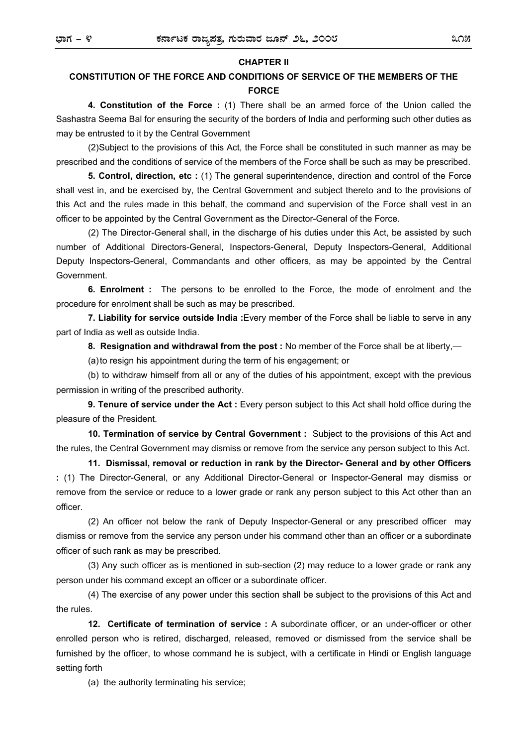## CHAPTER II

## CONSTITUTION OF THE FORCE AND CONDITIONS OF SERVICE OF THE MEMBERS OF THE FORCE

**4. Constitution of the Force :** (1) There shall be an armed force of the Union called the Sashastra Seema Bal for ensuring the security of the borders of India and performing such other duties as may be entrusted to it by the Central Government

(2)Subject to the provisions of this Act, the Force shall be constituted in such manner as may be prescribed and the conditions of service of the members of the Force shall be such as may be prescribed.

**5. Control, direction, etc :** (1) The general superintendence, direction and control of the Force shall vest in, and be exercised by, the Central Government and subject thereto and to the provisions of this Act and the rules made in this behalf, the command and supervision of the Force shall vest in an officer to be appointed by the Central Government as the Director-General of the Force.

(2) The Director-General shall, in the discharge of his duties under this Act, be assisted by such number of Additional Directors-General, Inspectors-General, Deputy Inspectors-General, Additional Deputy Inspectors-General, Commandants and other officers, as may be appointed by the Central Government.

**6. Enrolment :** The persons to be enrolled to the Force, the mode of enrolment and the procedure for enrolment shall be such as may be prescribed.

**7. Liability for service outside India :**Every member of the Force shall be liable to serve in any part of India as well as outside India.

**8. Resignation and withdrawal from the post :** No member of the Force shall be at liberty,—

(a) to resign his appointment during the term of his engagement; or

(b) to withdraw himself from all or any of the duties of his appointment, except with the previous permission in writing of the prescribed authority.

**9. Tenure of service under the Act :** Every person subject to this Act shall hold office during the pleasure of the President.

**10. Termination of service by Central Government :** Subject to the provisions of this Act and the rules, the Central Government may dismiss or remove from the service any person subject to this Act.

**11. Dismissal, removal or reduction in rank by the Director- General and by other Officers :** (1) The Director-General, or any Additional Director-General or Inspector-General may dismiss or remove from the service or reduce to a lower grade or rank any person subject to this Act other than an officer.

(2) An officer not below the rank of Deputy Inspector-General or any prescribed officer may dismiss or remove from the service any person under his command other than an officer or a subordinate officer of such rank as may be prescribed.

(3) Any such officer as is mentioned in sub-section (2) may reduce to a lower grade or rank any person under his command except an officer or a subordinate officer.

(4) The exercise of any power under this section shall be subject to the provisions of this Act and the rules.

**12. Certificate of termination of service :** A subordinate officer, or an under-officer or other enrolled person who is retired, discharged, released, removed or dismissed from the service shall be furnished by the officer, to whose command he is subject, with a certificate in Hindi or English language setting forth

(a) the authority terminating his service;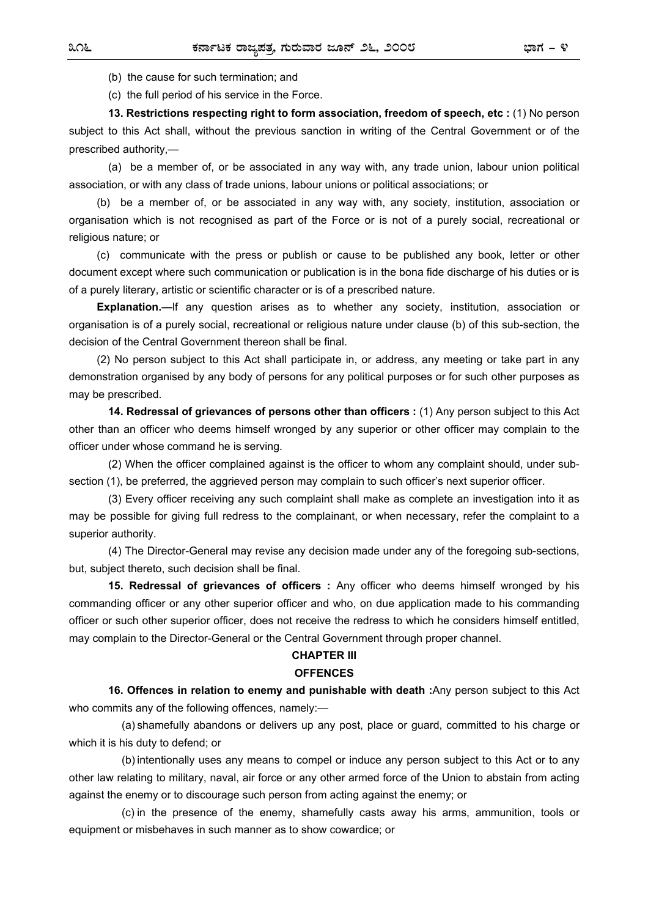(b) the cause for such termination; and

(c) the full period of his service in the Force.

**13. Restrictions respecting right to form association, freedom of speech, etc :** (1) No person subject to this Act shall, without the previous sanction in writing of the Central Government or of the prescribed authority,—

(a) be a member of, or be associated in any way with, any trade union, labour union political association, or with any class of trade unions, labour unions or political associations; or

(b) be a member of, or be associated in any way with, any society, institution, association or organisation which is not recognised as part of the Force or is not of a purely social, recreational or religious nature; or

(c) communicate with the press or publish or cause to be published any book, letter or other document except where such communication or publication is in the bona fide discharge of his duties or is of a purely literary, artistic or scientific character or is of a prescribed nature.

**Explanation.—**If any question arises as to whether any society, institution, association or organisation is of a purely social, recreational or religious nature under clause (b) of this sub-section, the decision of the Central Government thereon shall be final.

(2) No person subject to this Act shall participate in, or address, any meeting or take part in any demonstration organised by any body of persons for any political purposes or for such other purposes as may be prescribed.

**14. Redressal of grievances of persons other than officers :** (1) Any person subject to this Act other than an officer who deems himself wronged by any superior or other officer may complain to the officer under whose command he is serving.

(2) When the officer complained against is the officer to whom any complaint should, under sub-section (1), be preferred, the aggrieved person may complain to such officer's next superior officer.

(3) Every officer receiving any such complaint shall make as complete an investigation into it as may be possible for giving full redress to the complainant, or when necessary, refer the complaint to a superior authority.

(4) The Director-General may revise any decision made under any of the foregoing sub-sections, but, subject thereto, such decision shall be final.

**15. Redressal of grievances of officers :** Any officer who deems himself wronged by his commanding officer or any other superior officer and who, on due application made to his commanding officer or such other superior officer, does not receive the redress to which he considers himself entitled, may complain to the Director-General or the Central Government through proper channel.

## CHAPTER III

## OFFENCES

**16. Offences in relation to enemy and punishable with death :**Any person subject to this Act who commits any of the following offences, namely:—

(a) shamefully abandons or delivers up any post, place or guard, committed to his charge or which it is his duty to defend; or

(b) intentionally uses any means to compel or induce any person subject to this Act or to any other law relating to military, naval, air force or any other armed force of the Union to abstain from acting against the enemy or to discourage such person from acting against the enemy; or

(c) in the presence of the enemy, shamefully casts away his arms, ammunition, tools or equipment or misbehaves in such manner as to show cowardice; or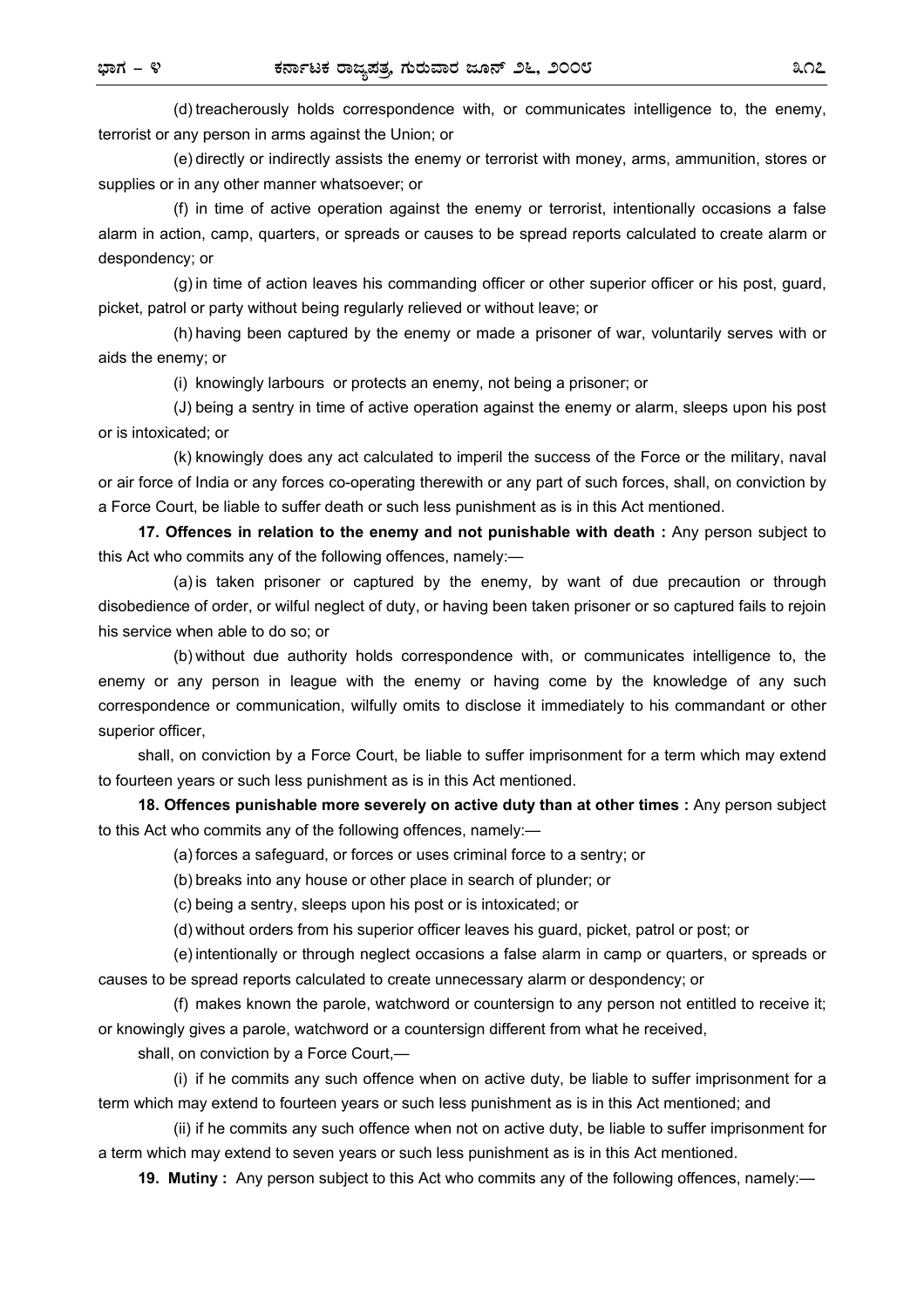(d) treacherously holds correspondence with, or communicates intelligence to, the enemy, terrorist or any person in arms against the Union; or

(e) directly or indirectly assists the enemy or terrorist with money, arms, ammunition, stores or supplies or in any other manner whatsoever; or

(f) in time of active operation against the enemy or terrorist, intentionally occasions a false alarm in action, camp, quarters, or spreads or causes to be spread reports calculated to create alarm or despondency; or

(g) in time of action leaves his commanding officer or other superior officer or his post, guard, picket, patrol or party without being regularly relieved or without leave; or

(h) having been captured by the enemy or made a prisoner of war, voluntarily serves with or aids the enemy; or

(i) knowingly larbours or protects an enemy, not being a prisoner; or

(J) being a sentry in time of active operation against the enemy or alarm, sleeps upon his post or is intoxicated; or

(k) knowingly does any act calculated to imperil the success of the Force or the military, naval or air force of India or any forces co-operating therewith or any part of such forces, shall, on conviction by a Force Court, be liable to suffer death or such less punishment as is in this Act mentioned.

**17. Offences in relation to the enemy and not punishable with death :** Any person subject to this Act who commits any of the following offences, namely:—

(a) is taken prisoner or captured by the enemy, by want of due precaution or through disobedience of order, or wilful neglect of duty, or having been taken prisoner or so captured fails to rejoin his service when able to do so; or

(b) without due authority holds correspondence with, or communicates intelligence to, the enemy or any person in league with the enemy or having come by the knowledge of any such correspondence or communication, wilfully omits to disclose it immediately to his commandant or other superior officer,

shall, on conviction by a Force Court, be liable to suffer imprisonment for a term which may extend to fourteen years or such less punishment as is in this Act mentioned.

**18. Offences punishable more severely on active duty than at other times :** Any person subject to this Act who commits any of the following offences, namely:—

(a) forces a safeguard, or forces or uses criminal force to a sentry; or

(b) breaks into any house or other place in search of plunder; or

(c) being a sentry, sleeps upon his post or is intoxicated; or

(d) without orders from his superior officer leaves his guard, picket, patrol or post; or

(e) intentionally or through neglect occasions a false alarm in camp or quarters, or spreads or causes to be spread reports calculated to create unnecessary alarm or despondency; or

(f) makes known the parole, watchword or countersign to any person not entitled to receive it; or knowingly gives a parole, watchword or a countersign different from what he received,

shall, on conviction by a Force Court,—

(i) if he commits any such offence when on active duty, be liable to suffer imprisonment for a term which may extend to fourteen years or such less punishment as is in this Act mentioned; and

(ii) if he commits any such offence when not on active duty, be liable to suffer imprisonment for a term which may extend to seven years or such less punishment as is in this Act mentioned.

**19. Mutiny :** Any person subject to this Act who commits any of the following offences, namely:—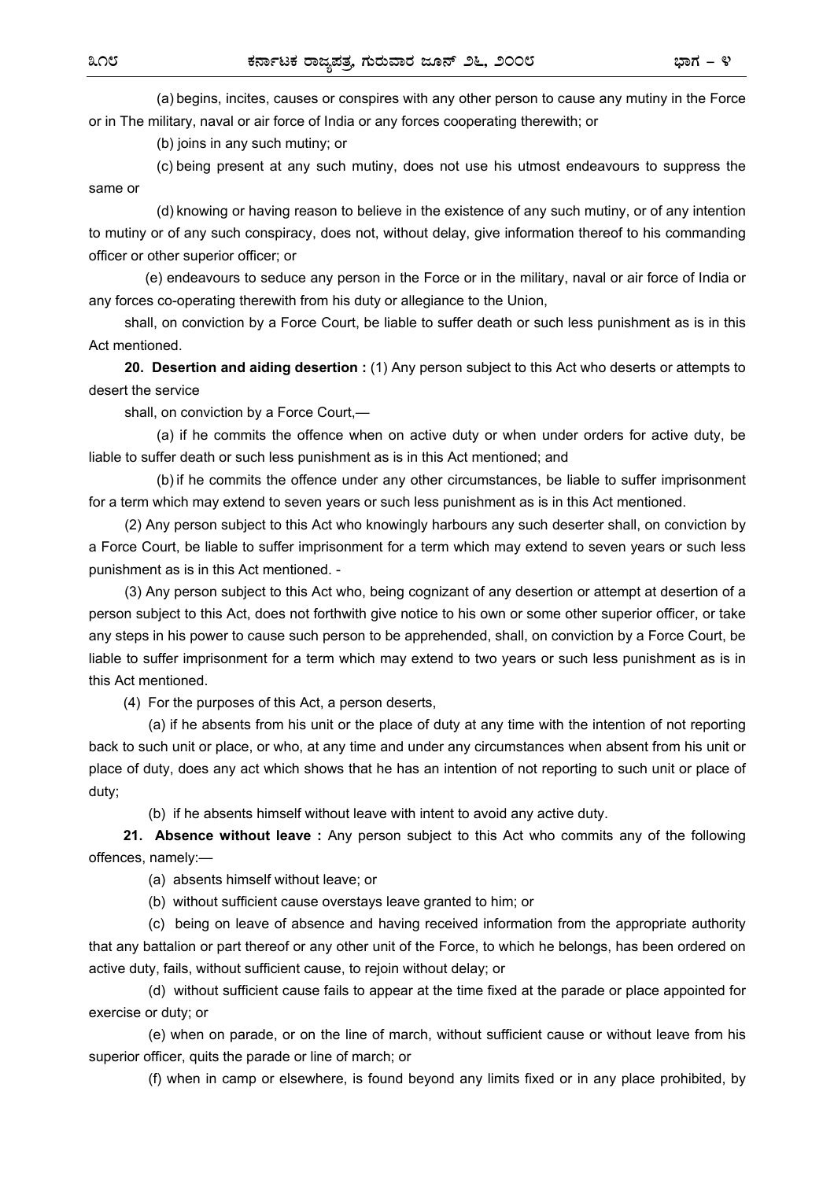(a) begins, incites, causes or conspires with any other person to cause any mutiny in the Force or in The military, naval or air force of India or any forces cooperating therewith; or

(b) joins in any such mutiny; or

(c) being present at any such mutiny, does not use his utmost endeavours to suppress the same or

(d) knowing or having reason to believe in the existence of any such mutiny, or of any intention to mutiny or of any such conspiracy, does not, without delay, give information thereof to his commanding officer or other superior officer; or

(e) endeavours to seduce any person in the Force or in the military, naval or air force of India or any forces co-operating therewith from his duty or allegiance to the Union,

shall, on conviction by a Force Court, be liable to suffer death or such less punishment as is in this Act mentioned.

**20. Desertion and aiding desertion :** (1) Any person subject to this Act who deserts or attempts to desert the service

shall, on conviction by a Force Court,—

(a) if he commits the offence when on active duty or when under orders for active duty, be liable to suffer death or such less punishment as is in this Act mentioned; and

(b) if he commits the offence under any other circumstances, be liable to suffer imprisonment for a term which may extend to seven years or such less punishment as is in this Act mentioned.

(2) Any person subject to this Act who knowingly harbours any such deserter shall, on conviction by a Force Court, be liable to suffer imprisonment for a term which may extend to seven years or such less punishment as is in this Act mentioned. -

(3) Any person subject to this Act who, being cognizant of any desertion or attempt at desertion of a person subject to this Act, does not forthwith give notice to his own or some other superior officer, or take any steps in his power to cause such person to be apprehended, shall, on conviction by a Force Court, be liable to suffer imprisonment for a term which may extend to two years or such less punishment as is in this Act mentioned.

(4) For the purposes of this Act, a person deserts,

(a) if he absents from his unit or the place of duty at any time with the intention of not reporting back to such unit or place, or who, at any time and under any circumstances when absent from his unit or place of duty, does any act which shows that he has an intention of not reporting to such unit or place of duty;

(b) if he absents himself without leave with intent to avoid any active duty.

**21. Absence without leave :** Any person subject to this Act who commits any of the following offences, namely:—

(a) absents himself without leave; or

(b) without sufficient cause overstays leave granted to him; or

(c) being on leave of absence and having received information from the appropriate authority that any battalion or part thereof or any other unit of the Force, to which he belongs, has been ordered on active duty, fails, without sufficient cause, to rejoin without delay; or

(d) without sufficient cause fails to appear at the time fixed at the parade or place appointed for exercise or duty; or

(e) when on parade, or on the line of march, without sufficient cause or without leave from his superior officer, quits the parade or line of march; or

(f) when in camp or elsewhere, is found beyond any limits fixed or in any place prohibited, by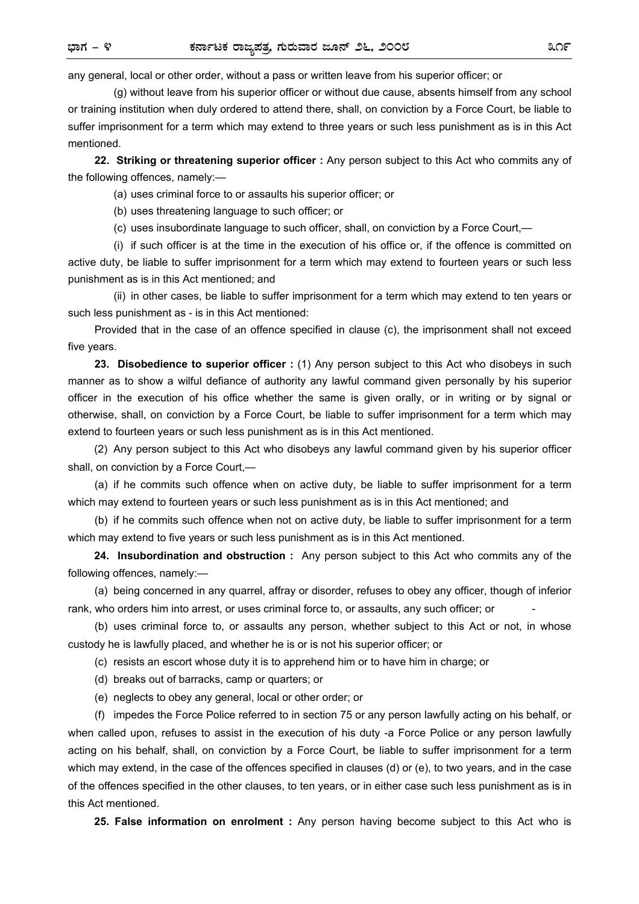any general, local or other order, without a pass or written leave from his superior officer; or

(g) without leave from his superior officer or without due cause, absents himself from any school or training institution when duly ordered to attend there, shall, on conviction by a Force Court, be liable to suffer imprisonment for a term which may extend to three years or such less punishment as is in this Act mentioned.

**22. Striking or threatening superior officer :** Any person subject to this Act who commits any of the following offences, namely:—

(a) uses criminal force to or assaults his superior officer; or

(b) uses threatening language to such officer; or

(c) uses insubordinate language to such officer, shall, on conviction by a Force Court,—

(i) if such officer is at the time in the execution of his office or, if the offence is committed on active duty, be liable to suffer imprisonment for a term which may extend to fourteen years or such less punishment as is in this Act mentioned; and

(ii) in other cases, be liable to suffer imprisonment for a term which may extend to ten years or such less punishment as - is in this Act mentioned:

Provided that in the case of an offence specified in clause (c), the imprisonment shall not exceed five years.

**23. Disobedience to superior officer :** (1) Any person subject to this Act who disobeys in such manner as to show a wilful defiance of authority any lawful command given personally by his superior officer in the execution of his office whether the same is given orally, or in writing or by signal or otherwise, shall, on conviction by a Force Court, be liable to suffer imprisonment for a term which may extend to fourteen years or such less punishment as is in this Act mentioned.

(2) Any person subject to this Act who disobeys any lawful command given by his superior officer shall, on conviction by a Force Court,—

(a) if he commits such offence when on active duty, be liable to suffer imprisonment for a term which may extend to fourteen years or such less punishment as is in this Act mentioned; and

(b) if he commits such offence when not on active duty, be liable to suffer imprisonment for a term which may extend to five years or such less punishment as is in this Act mentioned.

**24. Insubordination and obstruction :** Any person subject to this Act who commits any of the following offences, namely:—

(a) being concerned in any quarrel, affray or disorder, refuses to obey any officer, though of inferior rank, who orders him into arrest, or uses criminal force to, or assaults, any such officer; or -

(b) uses criminal force to, or assaults any person, whether subject to this Act or not, in whose custody he is lawfully placed, and whether he is or is not his superior officer; or

(c) resists an escort whose duty it is to apprehend him or to have him in charge; or

(d) breaks out of barracks, camp or quarters; or

(e) neglects to obey any general, local or other order; or

(f) impedes the Force Police referred to in section 75 or any person lawfully acting on his behalf, or when called upon, refuses to assist in the execution of his duty -a Force Police or any person lawfully acting on his behalf, shall, on conviction by a Force Court, be liable to suffer imprisonment for a term which may extend, in the case of the offences specified in clauses (d) or (e), to two years, and in the case of the offences specified in the other clauses, to ten years, or in either case such less punishment as is in this Act mentioned.

**25. False information on enrolment :** Any person having become subject to this Act who is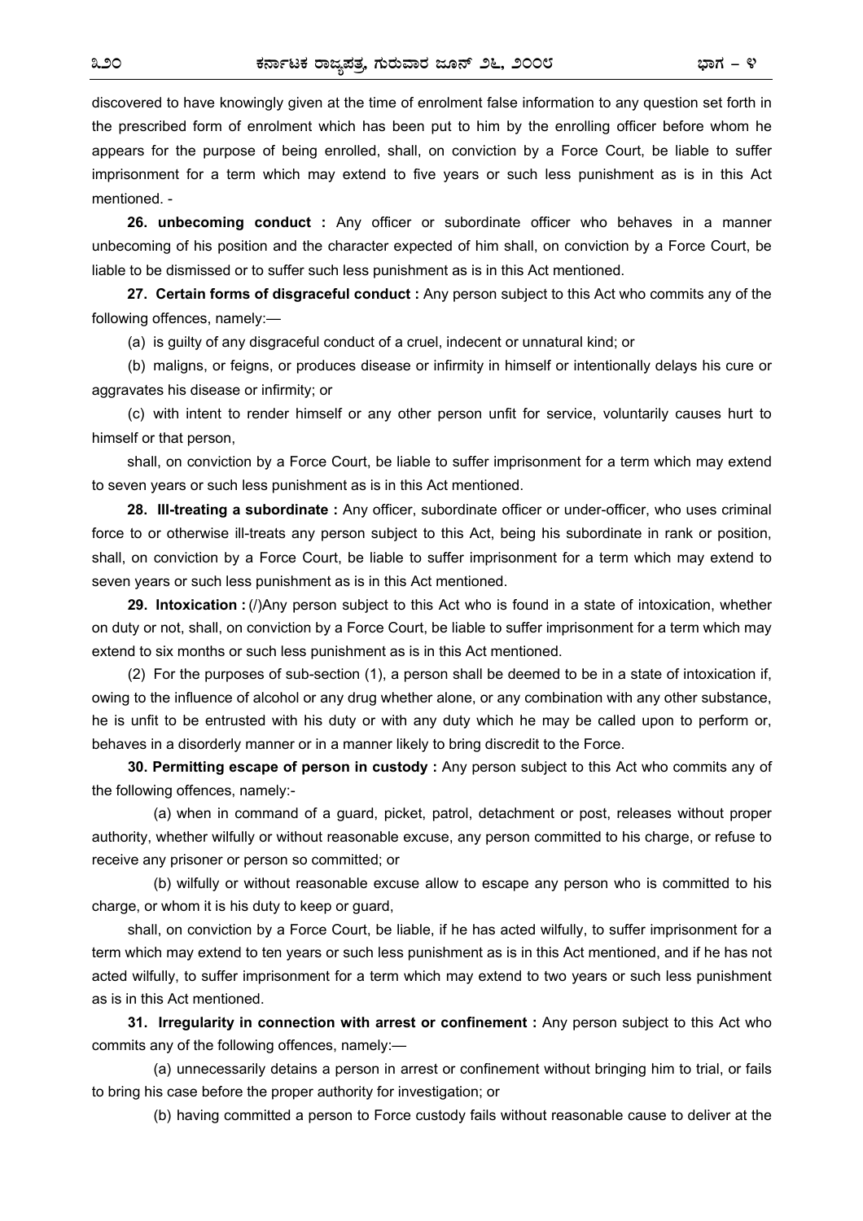discovered to have knowingly given at the time of enrolment false information to any question set forth in the prescribed form of enrolment which has been put to him by the enrolling officer before whom he appears for the purpose of being enrolled, shall, on conviction by a Force Court, be liable to suffer imprisonment for a term which may extend to five years or such less punishment as is in this Act mentioned. -

**26. unbecoming conduct :** Any officer or subordinate officer who behaves in a manner unbecoming of his position and the character expected of him shall, on conviction by a Force Court, be liable to be dismissed or to suffer such less punishment as is in this Act mentioned.

**27. Certain forms of disgraceful conduct :** Any person subject to this Act who commits any of the following offences, namely:—

(a) is guilty of any disgraceful conduct of a cruel, indecent or unnatural kind; or

(b) maligns, or feigns, or produces disease or infirmity in himself or intentionally delays his cure or aggravates his disease or infirmity; or

(c) with intent to render himself or any other person unfit for service, voluntarily causes hurt to himself or that person,

shall, on conviction by a Force Court, be liable to suffer imprisonment for a term which may extend to seven years or such less punishment as is in this Act mentioned.

**28. Ill-treating a subordinate :** Any officer, subordinate officer or under-officer, who uses criminal force to or otherwise ill-treats any person subject to this Act, being his subordinate in rank or position, shall, on conviction by a Force Court, be liable to suffer imprisonment for a term which may extend to seven years or such less punishment as is in this Act mentioned.

**29. Intoxication :** (/)Any person subject to this Act who is found in a state of intoxication, whether on duty or not, shall, on conviction by a Force Court, be liable to suffer imprisonment for a term which may extend to six months or such less punishment as is in this Act mentioned.

(2) For the purposes of sub-section (1), a person shall be deemed to be in a state of intoxication if, owing to the influence of alcohol or any drug whether alone, or any combination with any other substance, he is unfit to be entrusted with his duty or with any duty which he may be called upon to perform or, behaves in a disorderly manner or in a manner likely to bring discredit to the Force.

**30. Permitting escape of person in custody :** Any person subject to this Act who commits any of the following offences, namely:-

(a) when in command of a guard, picket, patrol, detachment or post, releases without proper authority, whether wilfully or without reasonable excuse, any person committed to his charge, or refuse to receive any prisoner or person so committed; or

(b) wilfully or without reasonable excuse allow to escape any person who is committed to his charge, or whom it is his duty to keep or guard,

shall, on conviction by a Force Court, be liable, if he has acted wilfully, to suffer imprisonment for a term which may extend to ten years or such less punishment as is in this Act mentioned, and if he has not acted wilfully, to suffer imprisonment for a term which may extend to two years or such less punishment as is in this Act mentioned.

**31. Irregularity in connection with arrest or confinement :** Any person subject to this Act who commits any of the following offences, namely:—

(a) unnecessarily detains a person in arrest or confinement without bringing him to trial, or fails to bring his case before the proper authority for investigation; or

(b) having committed a person to Force custody fails without reasonable cause to deliver at the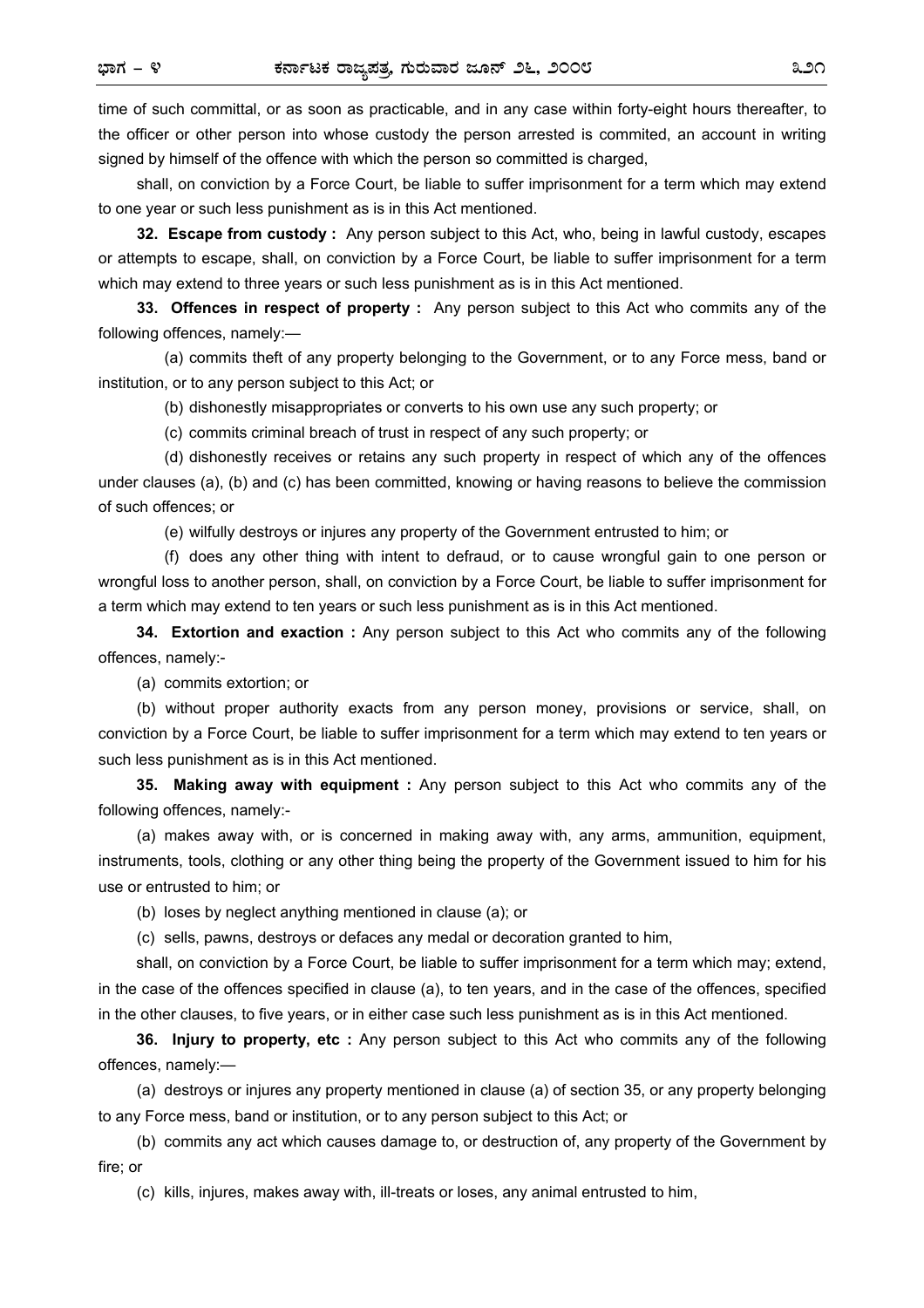time of such committal, or as soon as practicable, and in any case within forty-eight hours thereafter, to the officer or other person into whose custody the person arrested is commited, an account in writing signed by himself of the offence with which the person so committed is charged,

shall, on conviction by a Force Court, be liable to suffer imprisonment for a term which may extend to one year or such less punishment as is in this Act mentioned.

**32. Escape from custody :** Any person subject to this Act, who, being in lawful custody, escapes or attempts to escape, shall, on conviction by a Force Court, be liable to suffer imprisonment for a term which may extend to three years or such less punishment as is in this Act mentioned.

**33. Offences in respect of property :** Any person subject to this Act who commits any of the following offences, namely:—

(a) commits theft of any property belonging to the Government, or to any Force mess, band or institution, or to any person subject to this Act; or

(b) dishonestly misappropriates or converts to his own use any such property; or

(c) commits criminal breach of trust in respect of any such property; or

(d) dishonestly receives or retains any such property in respect of which any of the offences under clauses (a), (b) and (c) has been committed, knowing or having reasons to believe the commission of such offences; or

(e) wilfully destroys or injures any property of the Government entrusted to him; or

(f) does any other thing with intent to defraud, or to cause wrongful gain to one person or wrongful loss to another person, shall, on conviction by a Force Court, be liable to suffer imprisonment for a term which may extend to ten years or such less punishment as is in this Act mentioned.

**34. Extortion and exaction :** Any person subject to this Act who commits any of the following offences, namely:-

(a) commits extortion; or

(b) without proper authority exacts from any person money, provisions or service, shall, on conviction by a Force Court, be liable to suffer imprisonment for a term which may extend to ten years or such less punishment as is in this Act mentioned.

**35. Making away with equipment :** Any person subject to this Act who commits any of the following offences, namely:-

(a) makes away with, or is concerned in making away with, any arms, ammunition, equipment, instruments, tools, clothing or any other thing being the property of the Government issued to him for his use or entrusted to him; or

(b) loses by neglect anything mentioned in clause (a); or

(c) sells, pawns, destroys or defaces any medal or decoration granted to him,

shall, on conviction by a Force Court, be liable to suffer imprisonment for a term which may; extend, in the case of the offences specified in clause (a), to ten years, and in the case of the offences, specified in the other clauses, to five years, or in either case such less punishment as is in this Act mentioned.

**36. Injury to property, etc :** Any person subject to this Act who commits any of the following offences, namely:—

(a) destroys or injures any property mentioned in clause (a) of section 35, or any property belonging to any Force mess, band or institution, or to any person subject to this Act; or

(b) commits any act which causes damage to, or destruction of, any property of the Government by fire; or

(c) kills, injures, makes away with, ill-treats or loses, any animal entrusted to him,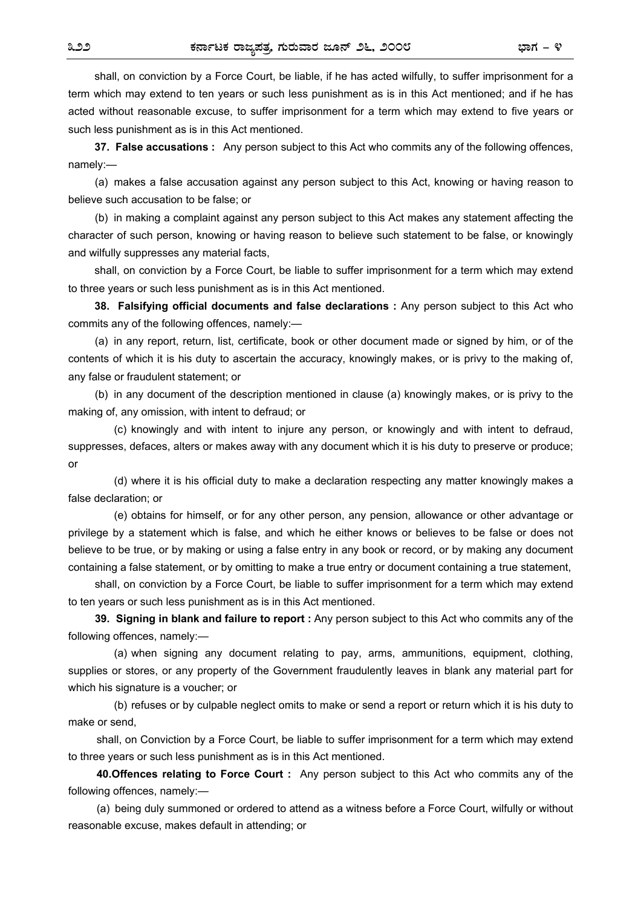shall, on conviction by a Force Court, be liable, if he has acted wilfully, to suffer imprisonment for a term which may extend to ten years or such less punishment as is in this Act mentioned; and if he has acted without reasonable excuse, to suffer imprisonment for a term which may extend to five years or such less punishment as is in this Act mentioned.

**37. False accusations :** Any person subject to this Act who commits any of the following offences, namely:—

(a) makes a false accusation against any person subject to this Act, knowing or having reason to believe such accusation to be false; or

(b) in making a complaint against any person subject to this Act makes any statement affecting the character of such person, knowing or having reason to believe such statement to be false, or knowingly and wilfully suppresses any material facts,

shall, on conviction by a Force Court, be liable to suffer imprisonment for a term which may extend to three years or such less punishment as is in this Act mentioned.

**38. Falsifying official documents and false declarations :** Any person subject to this Act who commits any of the following offences, namely:—

(a) in any report, return, list, certificate, book or other document made or signed by him, or of the contents of which it is his duty to ascertain the accuracy, knowingly makes, or is privy to the making of, any false or fraudulent statement; or

(b) in any document of the description mentioned in clause (a) knowingly makes, or is privy to the making of, any omission, with intent to defraud; or

(c) knowingly and with intent to injure any person, or knowingly and with intent to defraud, suppresses, defaces, alters or makes away with any document which it is his duty to preserve or produce; or

(d) where it is his official duty to make a declaration respecting any matter knowingly makes a false declaration; or

(e) obtains for himself, or for any other person, any pension, allowance or other advantage or privilege by a statement which is false, and which he either knows or believes to be false or does not believe to be true, or by making or using a false entry in any book or record, or by making any document containing a false statement, or by omitting to make a true entry or document containing a true statement,

shall, on conviction by a Force Court, be liable to suffer imprisonment for a term which may extend to ten years or such less punishment as is in this Act mentioned.

**39. Signing in blank and failure to report :** Any person subject to this Act who commits any of the following offences, namely:—

(a) when signing any document relating to pay, arms, ammunitions, equipment, clothing, supplies or stores, or any property of the Government fraudulently leaves in blank any material part for which his signature is a voucher; or

(b) refuses or by culpable neglect omits to make or send a report or return which it is his duty to make or send,

shall, on Conviction by a Force Court, be liable to suffer imprisonment for a term which may extend to three years or such less punishment as is in this Act mentioned.

**40.Offences relating to Force Court :** Any person subject to this Act who commits any of the following offences, namely:—

(a) being duly summoned or ordered to attend as a witness before a Force Court, wilfully or without reasonable excuse, makes default in attending; or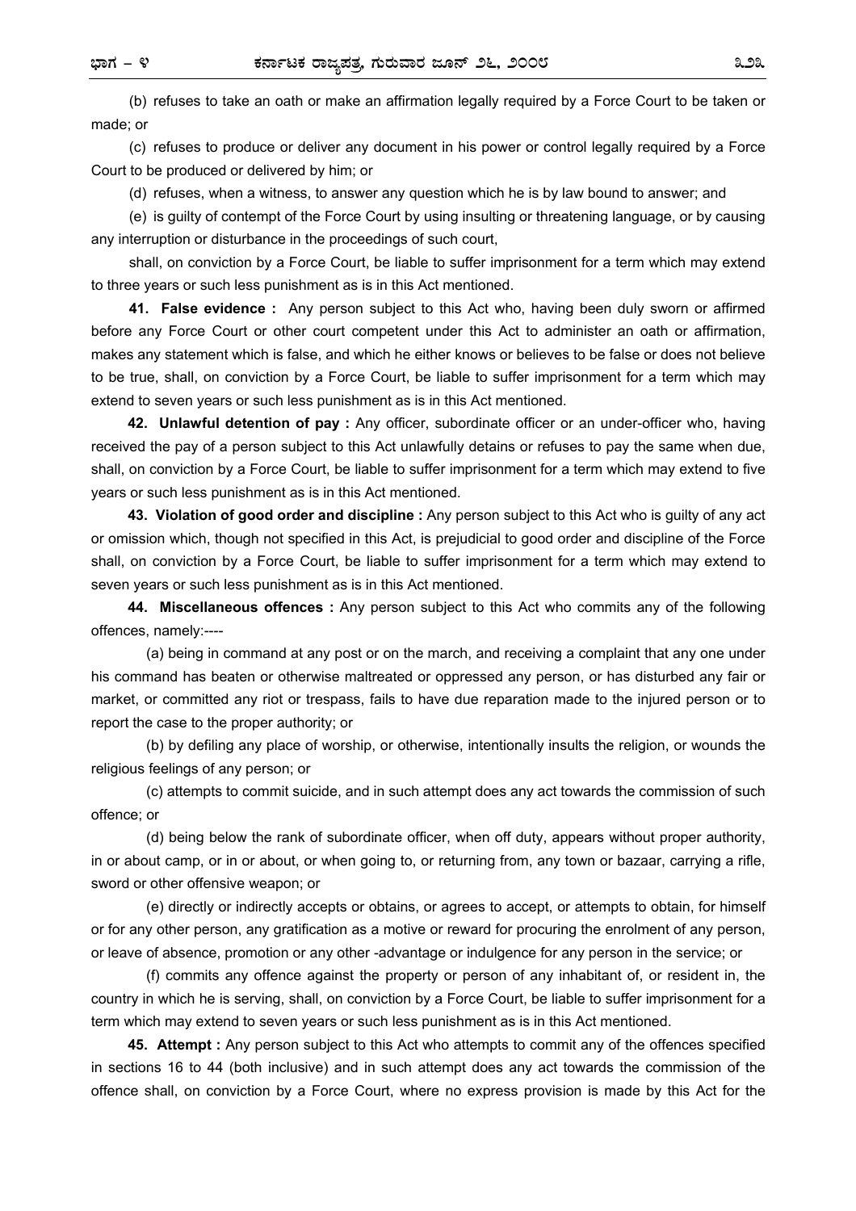(b) refuses to take an oath or make an affirmation legally required by a Force Court to be taken or made; or

(c) refuses to produce or deliver any document in his power or control legally required by a Force Court to be produced or delivered by him; or

(d) refuses, when a witness, to answer any question which he is by law bound to answer; and

(e) is guilty of contempt of the Force Court by using insulting or threatening language, or by causing any interruption or disturbance in the proceedings of such court,

shall, on conviction by a Force Court, be liable to suffer imprisonment for a term which may extend to three years or such less punishment as is in this Act mentioned.

**41. False evidence :** Any person subject to this Act who, having been duly sworn or affirmed before any Force Court or other court competent under this Act to administer an oath or affirmation, makes any statement which is false, and which he either knows or believes to be false or does not believe to be true, shall, on conviction by a Force Court, be liable to suffer imprisonment for a term which may extend to seven years or such less punishment as is in this Act mentioned.

**42. Unlawful detention of pay :** Any officer, subordinate officer or an under-officer who, having received the pay of a person subject to this Act unlawfully detains or refuses to pay the same when due, shall, on conviction by a Force Court, be liable to suffer imprisonment for a term which may extend to five years or such less punishment as is in this Act mentioned.

**43. Violation of good order and discipline :** Any person subject to this Act who is guilty of any act or omission which, though not specified in this Act, is prejudicial to good order and discipline of the Force shall, on conviction by a Force Court, be liable to suffer imprisonment for a term which may extend to seven years or such less punishment as is in this Act mentioned.

**44. Miscellaneous offences :** Any person subject to this Act who commits any of the following offences, namely:----

(a) being in command at any post or on the march, and receiving a complaint that any one under his command has beaten or otherwise maltreated or oppressed any person, or has disturbed any fair or market, or committed any riot or trespass, fails to have due reparation made to the injured person or to report the case to the proper authority; or

(b) by defiling any place of worship, or otherwise, intentionally insults the religion, or wounds the religious feelings of any person; or

(c) attempts to commit suicide, and in such attempt does any act towards the commission of such offence; or

(d) being below the rank of subordinate officer, when off duty, appears without proper authority, in or about camp, or in or about, or when going to, or returning from, any town or bazaar, carrying a rifle, sword or other offensive weapon; or

(e) directly or indirectly accepts or obtains, or agrees to accept, or attempts to obtain, for himself or for any other person, any gratification as a motive or reward for procuring the enrolment of any person, or leave of absence, promotion or any other -advantage or indulgence for any person in the service; or

(f) commits any offence against the property or person of any inhabitant of, or resident in, the country in which he is serving, shall, on conviction by a Force Court, be liable to suffer imprisonment for a term which may extend to seven years or such less punishment as is in this Act mentioned.

**45. Attempt :** Any person subject to this Act who attempts to commit any of the offences specified in sections 16 to 44 (both inclusive) and in such attempt does any act towards the commission of the offence shall, on conviction by a Force Court, where no express provision is made by this Act for the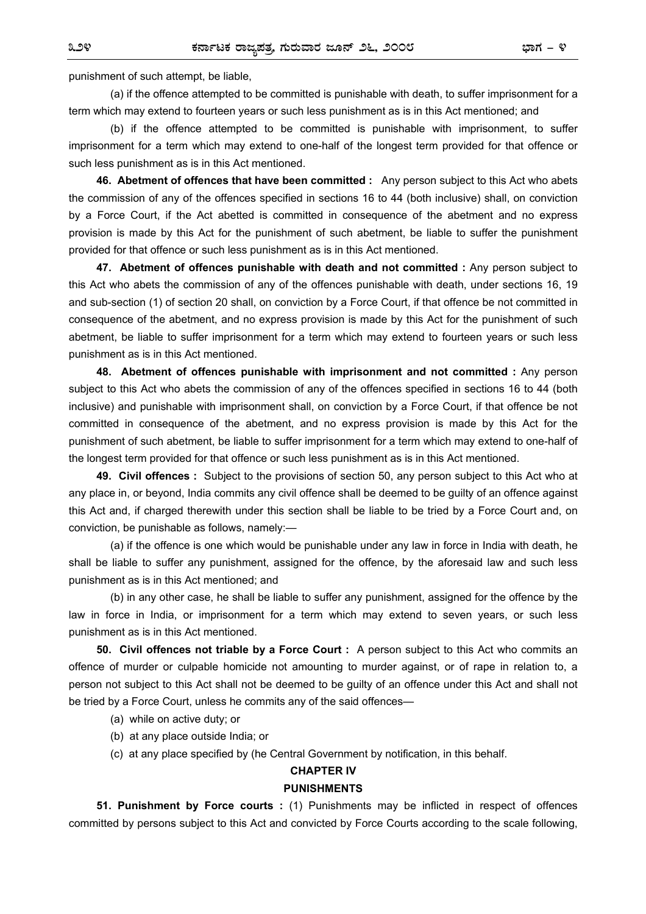punishment of such attempt, be liable,

(a) if the offence attempted to be committed is punishable with death, to suffer imprisonment for a term which may extend to fourteen years or such less punishment as is in this Act mentioned; and

(b) if the offence attempted to be committed is punishable with imprisonment, to suffer imprisonment for a term which may extend to one-half of the longest term provided for that offence or such less punishment as is in this Act mentioned.

**46. Abetment of offences that have been committed :** Any person subject to this Act who abets the commission of any of the offences specified in sections 16 to 44 (both inclusive) shall, on conviction by a Force Court, if the Act abetted is committed in consequence of the abetment and no express provision is made by this Act for the punishment of such abetment, be liable to suffer the punishment provided for that offence or such less punishment as is in this Act mentioned.

**47. Abetment of offences punishable with death and not committed :** Any person subject to this Act who abets the commission of any of the offences punishable with death, under sections 16, 19 and sub-section (1) of section 20 shall, on conviction by a Force Court, if that offence be not committed in consequence of the abetment, and no express provision is made by this Act for the punishment of such abetment, be liable to suffer imprisonment for a term which may extend to fourteen years or such less punishment as is in this Act mentioned.

**48. Abetment of offences punishable with imprisonment and not committed :** Any person subject to this Act who abets the commission of any of the offences specified in sections 16 to 44 (both inclusive) and punishable with imprisonment shall, on conviction by a Force Court, if that offence be not committed in consequence of the abetment, and no express provision is made by this Act for the punishment of such abetment, be liable to suffer imprisonment for a term which may extend to one-half of the longest term provided for that offence or such less punishment as is in this Act mentioned.

**49. Civil offences :** Subject to the provisions of section 50, any person subject to this Act who at any place in, or beyond, India commits any civil offence shall be deemed to be guilty of an offence against this Act and, if charged therewith under this section shall be liable to be tried by a Force Court and, on conviction, be punishable as follows, namely:—

(a) if the offence is one which would be punishable under any law in force in India with death, he shall be liable to suffer any punishment, assigned for the offence, by the aforesaid law and such less punishment as is in this Act mentioned; and

(b) in any other case, he shall be liable to suffer any punishment, assigned for the offence by the law in force in India, or imprisonment for a term which may extend to seven years, or such less punishment as is in this Act mentioned.

**50. Civil offences not triable by a Force Court :** A person subject to this Act who commits an offence of murder or culpable homicide not amounting to murder against, or of rape in relation to, a person not subject to this Act shall not be deemed to be guilty of an offence under this Act and shall not be tried by a Force Court, unless he commits any of the said offences—

(a) while on active duty; or

(b) at any place outside India; or

(c) at any place specified by (he Central Government by notification, in this behalf.

## CHAPTER IV

## PUNISHMENTS

**51. Punishment by Force courts :** (1) Punishments may be inflicted in respect of offences committed by persons subject to this Act and convicted by Force Courts according to the scale following,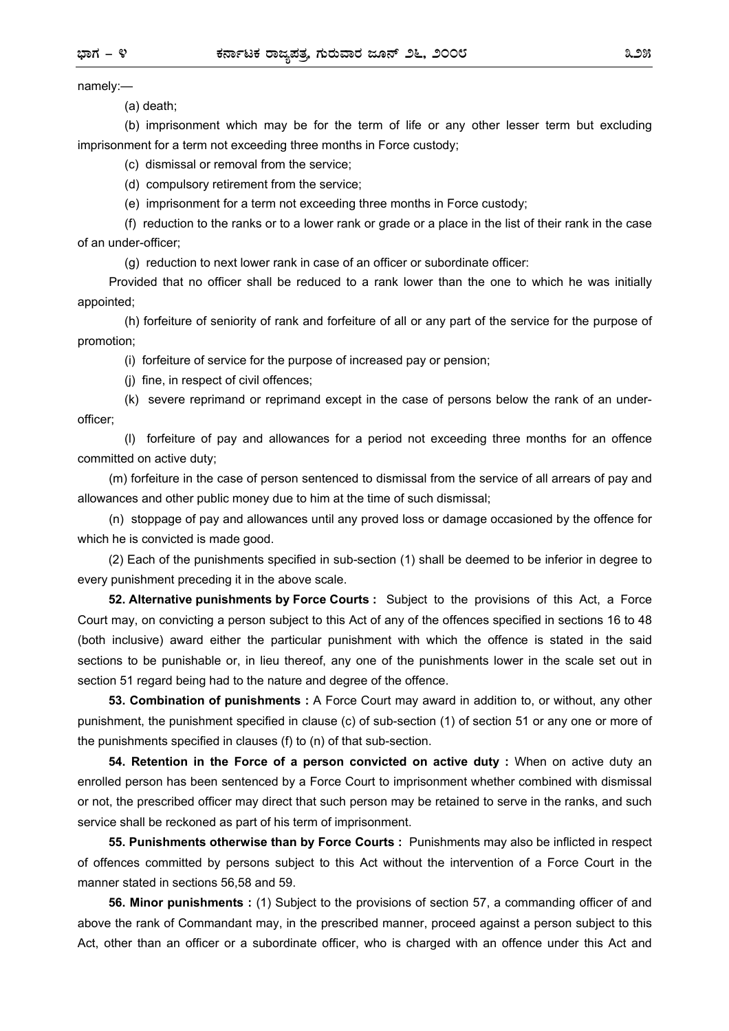namely:—

(a) death;

(b) imprisonment which may be for the term of life or any other lesser term but excluding imprisonment for a term not exceeding three months in Force custody;

(c) dismissal or removal from the service;

(d) compulsory retirement from the service;

(e) imprisonment for a term not exceeding three months in Force custody;

(f) reduction to the ranks or to a lower rank or grade or a place in the list of their rank in the case of an under-officer;

(g) reduction to next lower rank in case of an officer or subordinate officer:

Provided that no officer shall be reduced to a rank lower than the one to which he was initially appointed;

(h) forfeiture of seniority of rank and forfeiture of all or any part of the service for the purpose of promotion;

(i) forfeiture of service for the purpose of increased pay or pension;

(j) fine, in respect of civil offences;

(k) severe reprimand or reprimand except in the case of persons below the rank of an under-officer;

(l) forfeiture of pay and allowances for a period not exceeding three months for an offence committed on active duty;

(m) forfeiture in the case of person sentenced to dismissal from the service of all arrears of pay and allowances and other public money due to him at the time of such dismissal;

(n) stoppage of pay and allowances until any proved loss or damage occasioned by the offence for which he is convicted is made good.

(2) Each of the punishments specified in sub-section (1) shall be deemed to be inferior in degree to every punishment preceding it in the above scale.

**52. Alternative punishments by Force Courts :** Subject to the provisions of this Act, a Force Court may, on convicting a person subject to this Act of any of the offences specified in sections 16 to 48 (both inclusive) award either the particular punishment with which the offence is stated in the said sections to be punishable or, in lieu thereof, any one of the punishments lower in the scale set out in section 51 regard being had to the nature and degree of the offence.

**53. Combination of punishments :** A Force Court may award in addition to, or without, any other punishment, the punishment specified in clause (c) of sub-section (1) of section 51 or any one or more of the punishments specified in clauses (f) to (n) of that sub-section.

**54. Retention in the Force of a person convicted on active duty :** When on active duty an enrolled person has been sentenced by a Force Court to imprisonment whether combined with dismissal or not, the prescribed officer may direct that such person may be retained to serve in the ranks, and such service shall be reckoned as part of his term of imprisonment.

**55. Punishments otherwise than by Force Courts :** Punishments may also be inflicted in respect of offences committed by persons subject to this Act without the intervention of a Force Court in the manner stated in sections 56,58 and 59.

**56. Minor punishments :** (1) Subject to the provisions of section 57, a commanding officer of and above the rank of Commandant may, in the prescribed manner, proceed against a person subject to this Act, other than an officer or a subordinate officer, who is charged with an offence under this Act and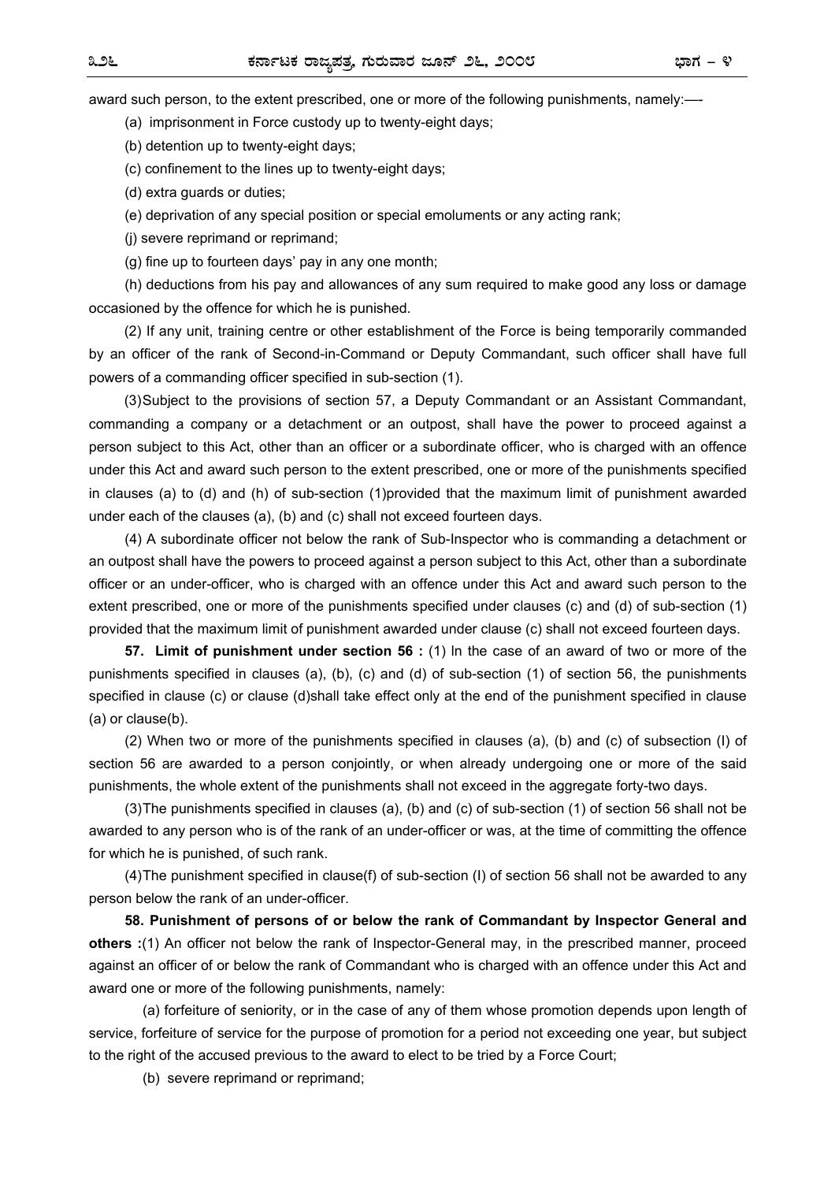award such person, to the extent prescribed, one or more of the following punishments, namely:—-

(a) imprisonment in Force custody up to twenty-eight days;

(b) detention up to twenty-eight days;

(c) confinement to the lines up to twenty-eight days;

(d) extra guards or duties;

(e) deprivation of any special position or special emoluments or any acting rank;

(j) severe reprimand or reprimand;

(g) fine up to fourteen days' pay in any one month;

(h) deductions from his pay and allowances of any sum required to make good any loss or damage occasioned by the offence for which he is punished.

(2) If any unit, training centre or other establishment of the Force is being temporarily commanded by an officer of the rank of Second-in-Command or Deputy Commandant, such officer shall have full powers of a commanding officer specified in sub-section (1).

(3) Subject to the provisions of section 57, a Deputy Commandant or an Assistant Commandant, commanding a company or a detachment or an outpost, shall have the power to proceed against a person subject to this Act, other than an officer or a subordinate officer, who is charged with an offence under this Act and award such person to the extent prescribed, one or more of the punishments specified in clauses (a) to (d) and (h) of sub-section (1)provided that the maximum limit of punishment awarded under each of the clauses (a), (b) and (c) shall not exceed fourteen days.

(4) A subordinate officer not below the rank of Sub-Inspector who is commanding a detachment or an outpost shall have the powers to proceed against a person subject to this Act, other than a subordinate officer or an under-officer, who is charged with an offence under this Act and award such person to the extent prescribed, one or more of the punishments specified under clauses (c) and (d) of sub-section (1) provided that the maximum limit of punishment awarded under clause (c) shall not exceed fourteen days.

**57. Limit of punishment under section 56 :** (1) In the case of an award of two or more of the punishments specified in clauses (a), (b), (c) and (d) of sub-section (1) of section 56, the punishments specified in clause (c) or clause (d)shall take effect only at the end of the punishment specified in clause (a) or clause(b).

(2) When two or more of the punishments specified in clauses (a), (b) and (c) of subsection (I) of section 56 are awarded to a person conjointly, or when already undergoing one or more of the said punishments, the whole extent of the punishments shall not exceed in the aggregate forty-two days.

(3) The punishments specified in clauses (a), (b) and (c) of sub-section (1) of section 56 shall not be awarded to any person who is of the rank of an under-officer or was, at the time of committing the offence for which he is punished, of such rank.

(4) The punishment specified in clause(f) of sub-section (I) of section 56 shall not be awarded to any person below the rank of an under-officer.

**58. Punishment of persons of or below the rank of Commandant by Inspector General and others :**(1) An officer not below the rank of Inspector-General may, in the prescribed manner, proceed against an officer of or below the rank of Commandant who is charged with an offence under this Act and award one or more of the following punishments, namely:

(a) forfeiture of seniority, or in the case of any of them whose promotion depends upon length of service, forfeiture of service for the purpose of promotion for a period not exceeding one year, but subject to the right of the accused previous to the award to elect to be tried by a Force Court;

(b) severe reprimand or reprimand;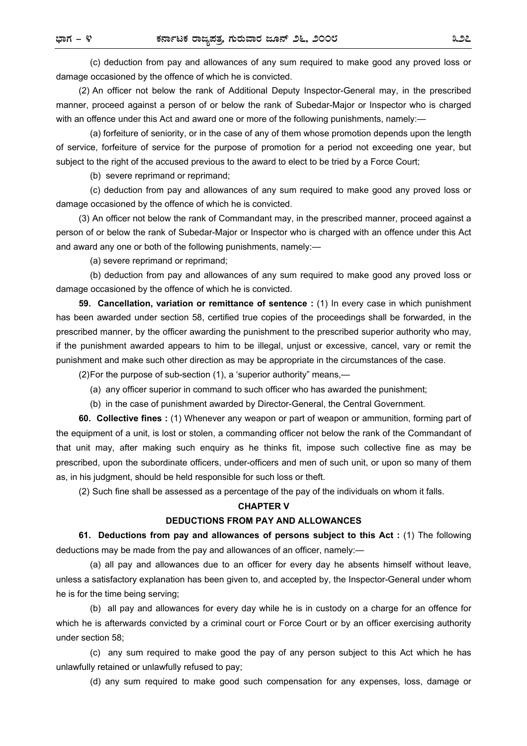(c) deduction from pay and allowances of any sum required to make good any proved loss or damage occasioned by the offence of which he is convicted.

(2) An officer not below the rank of Additional Deputy Inspector-General may, in the prescribed manner, proceed against a person of or below the rank of Subedar-Major or Inspector who is charged with an offence under this Act and award one or more of the following punishments, namely:—

(a) forfeiture of seniority, or in the case of any of them whose promotion depends upon the length of service, forfeiture of service for the purpose of promotion for a period not exceeding one year, but subject to the right of the accused previous to the award to elect to be tried by a Force Court;

(b) severe reprimand or reprimand;

(c) deduction from pay and allowances of any sum required to make good any proved loss or damage occasioned by the offence of which he is convicted.

(3) An officer not below the rank of Commandant may, in the prescribed manner, proceed against a person of or below the rank of Subedar-Major or Inspector who is charged with an offence under this Act and award any one or both of the following punishments, namely:—

(a) severe reprimand or reprimand;

(b) deduction from pay and allowances of any sum required to make good any proved loss or damage occasioned by the offence of which he is convicted.

**59. Cancellation, variation or remittance of sentence :** (1) In every case in which punishment has been awarded under section 58, certified true copies of the proceedings shall be forwarded, in the prescribed manner, by the officer awarding the punishment to the prescribed superior authority who may, if the punishment awarded appears to him to be illegal, unjust or excessive, cancel, vary or remit the punishment and make such other direction as may be appropriate in the circumstances of the case.

(2)For the purpose of sub-section (1), a 'superior authority" means,—

(a) any officer superior in command to such officer who has awarded the punishment;

(b) in the case of punishment awarded by Director-General, the Central Government.

**60. Collective fines :** (1) Whenever any weapon or part of weapon or ammunition, forming part of the equipment of a unit, is lost or stolen, a commanding officer not below the rank of the Commandant of that unit may, after making such enquiry as he thinks fit, impose such collective fine as may be prescribed, upon the subordinate officers, under-officers and men of such unit, or upon so many of them as, in his judgment, should be held responsible for such loss or theft.

(2) Such fine shall be assessed as a percentage of the pay of the individuals on whom it falls.

## CHAPTER V

## DEDUCTIONS FROM PAY AND ALLOWANCES

**61. Deductions from pay and allowances of persons subject to this Act :** (1) The following deductions may be made from the pay and allowances of an officer, namely:—

(a) all pay and allowances due to an officer for every day he absents himself without leave, unless a satisfactory explanation has been given to, and accepted by, the Inspector-General under whom he is for the time being serving;

(b) all pay and allowances for every day while he is in custody on a charge for an offence for which he is afterwards convicted by a criminal court or Force Court or by an officer exercising authority under section 58;

(c) any sum required to make good the pay of any person subject to this Act which he has unlawfully retained or unlawfully refused to pay;

(d) any sum required to make good such compensation for any expenses, loss, damage or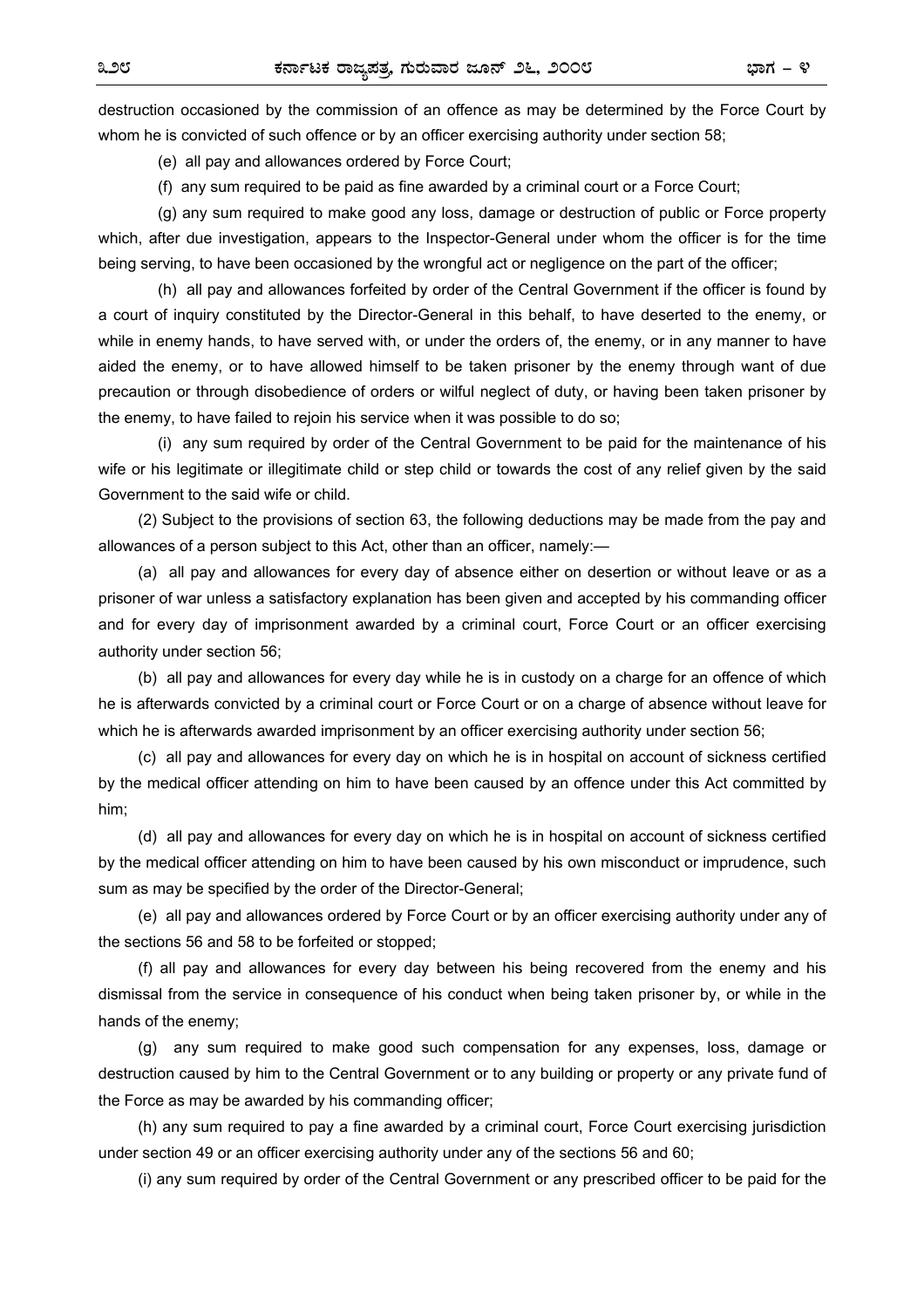destruction occasioned by the commission of an offence as may be determined by the Force Court by whom he is convicted of such offence or by an officer exercising authority under section 58;

(e) all pay and allowances ordered by Force Court;

(f) any sum required to be paid as fine awarded by a criminal court or a Force Court;

(g) any sum required to make good any loss, damage or destruction of public or Force property which, after due investigation, appears to the Inspector-General under whom the officer is for the time being serving, to have been occasioned by the wrongful act or negligence on the part of the officer;

(h) all pay and allowances forfeited by order of the Central Government if the officer is found by a court of inquiry constituted by the Director-General in this behalf, to have deserted to the enemy, or while in enemy hands, to have served with, or under the orders of, the enemy, or in any manner to have aided the enemy, or to have allowed himself to be taken prisoner by the enemy through want of due precaution or through disobedience of orders or wilful neglect of duty, or having been taken prisoner by the enemy, to have failed to rejoin his service when it was possible to do so;

(i) any sum required by order of the Central Government to be paid for the maintenance of his wife or his legitimate or illegitimate child or step child or towards the cost of any relief given by the said Government to the said wife or child.

(2) Subject to the provisions of section 63, the following deductions may be made from the pay and allowances of a person subject to this Act, other than an officer, namely:—

(a) all pay and allowances for every day of absence either on desertion or without leave or as a prisoner of war unless a satisfactory explanation has been given and accepted by his commanding officer and for every day of imprisonment awarded by a criminal court, Force Court or an officer exercising authority under section 56;

(b) all pay and allowances for every day while he is in custody on a charge for an offence of which he is afterwards convicted by a criminal court or Force Court or on a charge of absence without leave for which he is afterwards awarded imprisonment by an officer exercising authority under section 56;

(c) all pay and allowances for every day on which he is in hospital on account of sickness certified by the medical officer attending on him to have been caused by an offence under this Act committed by him;

(d) all pay and allowances for every day on which he is in hospital on account of sickness certified by the medical officer attending on him to have been caused by his own misconduct or imprudence, such sum as may be specified by the order of the Director-General;

(e) all pay and allowances ordered by Force Court or by an officer exercising authority under any of the sections 56 and 58 to be forfeited or stopped;

(f) all pay and allowances for every day between his being recovered from the enemy and his dismissal from the service in consequence of his conduct when being taken prisoner by, or while in the hands of the enemy;

(g) any sum required to make good such compensation for any expenses, loss, damage or destruction caused by him to the Central Government or to any building or property or any private fund of the Force as may be awarded by his commanding officer;

(h) any sum required to pay a fine awarded by a criminal court, Force Court exercising jurisdiction under section 49 or an officer exercising authority under any of the sections 56 and 60;

(i) any sum required by order of the Central Government or any prescribed officer to be paid for the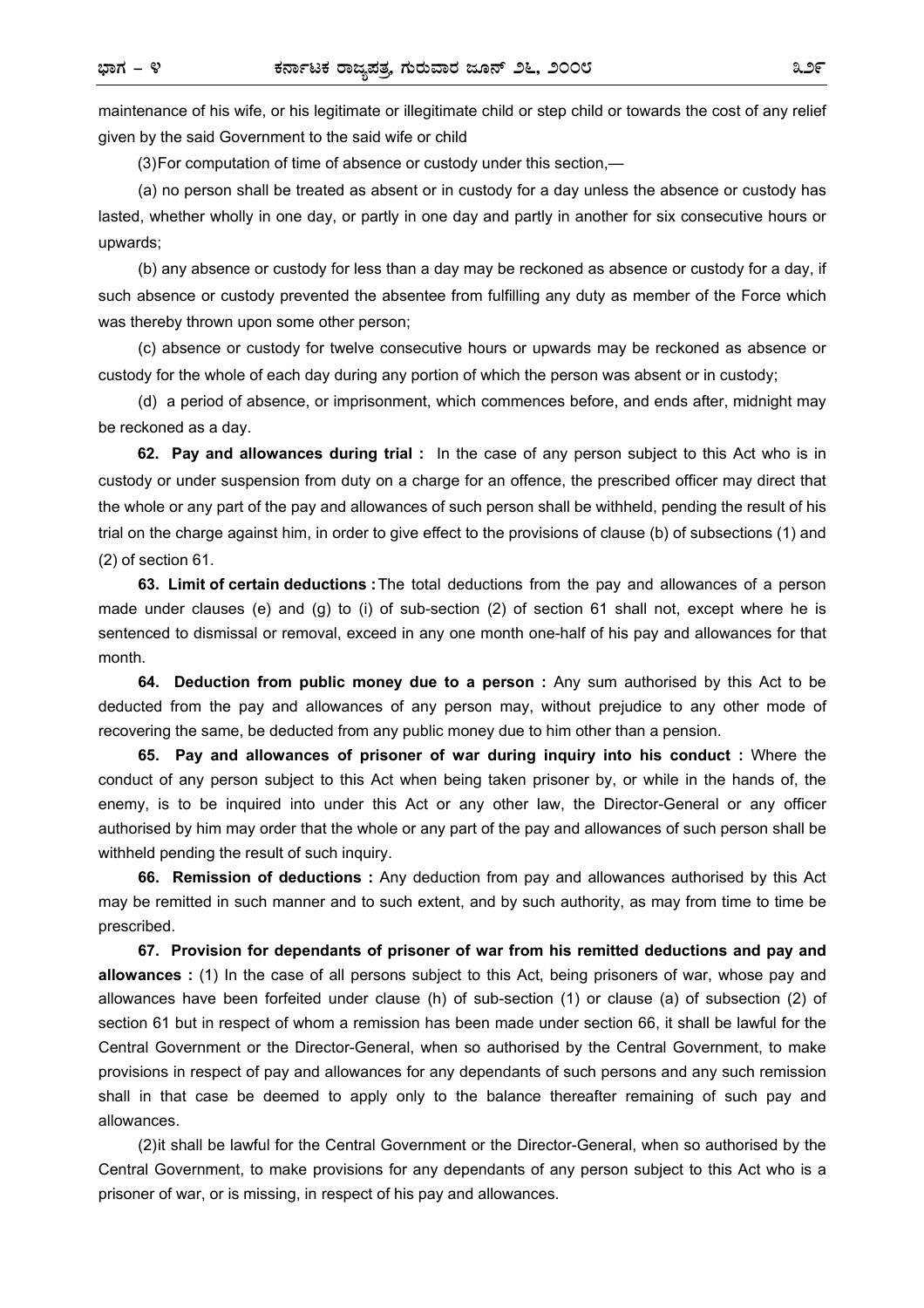maintenance of his wife, or his legitimate or illegitimate child or step child or towards the cost of any relief given by the said Government to the said wife or child

(3) For computation of time of absence or custody under this section,—

(a) no person shall be treated as absent or in custody for a day unless the absence or custody has lasted, whether wholly in one day, or partly in one day and partly in another for six consecutive hours or upwards;

(b) any absence or custody for less than a day may be reckoned as absence or custody for a day, if such absence or custody prevented the absentee from fulfilling any duty as member of the Force which was thereby thrown upon some other person;

(c) absence or custody for twelve consecutive hours or upwards may be reckoned as absence or custody for the whole of each day during any portion of which the person was absent or in custody;

(d) a period of absence, or imprisonment, which commences before, and ends after, midnight may be reckoned as a day.

**62. Pay and allowances during trial :** In the case of any person subject to this Act who is in custody or under suspension from duty on a charge for an offence, the prescribed officer may direct that the whole or any part of the pay and allowances of such person shall be withheld, pending the result of his trial on the charge against him, in order to give effect to the provisions of clause (b) of subsections (1) and (2) of section 61.

**63. Limit of certain deductions :** The total deductions from the pay and allowances of a person made under clauses (e) and (g) to (i) of sub-section (2) of section 61 shall not, except where he is sentenced to dismissal or removal, exceed in any one month one-half of his pay and allowances for that month.

**64. Deduction from public money due to a person :** Any sum authorised by this Act to be deducted from the pay and allowances of any person may, without prejudice to any other mode of recovering the same, be deducted from any public money due to him other than a pension.

**65. Pay and allowances of prisoner of war during inquiry into his conduct :** Where the conduct of any person subject to this Act when being taken prisoner by, or while in the hands of, the enemy, is to be inquired into under this Act or any other law, the Director-General or any officer authorised by him may order that the whole or any part of the pay and allowances of such person shall be withheld pending the result of such inquiry.

**66. Remission of deductions :** Any deduction from pay and allowances authorised by this Act may be remitted in such manner and to such extent, and by such authority, as may from time to time be prescribed.

**67. Provision for dependants of prisoner of war from his remitted deductions and pay and allowances :** (1) In the case of all persons subject to this Act, being prisoners of war, whose pay and allowances have been forfeited under clause (h) of sub-section (1) or clause (a) of subsection (2) of section 61 but in respect of whom a remission has been made under section 66, it shall be lawful for the Central Government or the Director-General, when so authorised by the Central Government, to make provisions in respect of pay and allowances for any dependants of such persons and any such remission shall in that case be deemed to apply only to the balance thereafter remaining of such pay and allowances.

(2) it shall be lawful for the Central Government or the Director-General, when so authorised by the Central Government, to make provisions for any dependants of any person subject to this Act who is a prisoner of war, or is missing, in respect of his pay and allowances.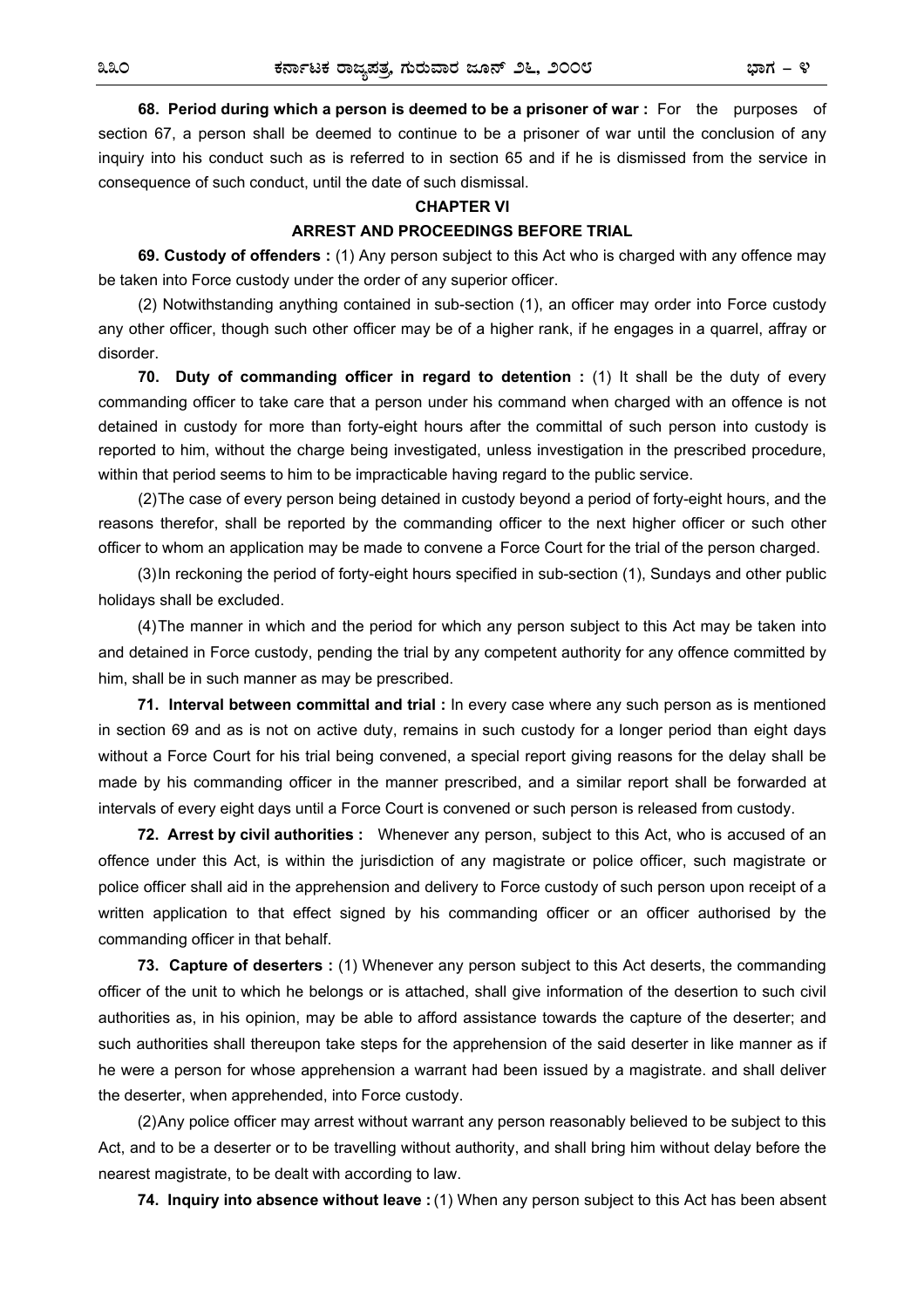**68. Period during which a person is deemed to be a prisoner of war :** For the purposes of section 67, a person shall be deemed to continue to be a prisoner of war until the conclusion of any inquiry into his conduct such as is referred to in section 65 and if he is dismissed from the service in consequence of such conduct, until the date of such dismissal.

## CHAPTER VI

## ARREST AND PROCEEDINGS BEFORE TRIAL

**69. Custody of offenders :** (1) Any person subject to this Act who is charged with any offence may be taken into Force custody under the order of any superior officer.

(2) Notwithstanding anything contained in sub-section (1), an officer may order into Force custody any other officer, though such other officer may be of a higher rank, if he engages in a quarrel, affray or disorder.

**70. Duty of commanding officer in regard to detention :** (1) It shall be the duty of every commanding officer to take care that a person under his command when charged with an offence is not detained in custody for more than forty-eight hours after the committal of such person into custody is reported to him, without the charge being investigated, unless investigation in the prescribed procedure, within that period seems to him to be impracticable having regard to the public service.

(2) The case of every person being detained in custody beyond a period of forty-eight hours, and the reasons therefor, shall be reported by the commanding officer to the next higher officer or such other officer to whom an application may be made to convene a Force Court for the trial of the person charged.

(3) In reckoning the period of forty-eight hours specified in sub-section (1), Sundays and other public holidays shall be excluded.

(4) The manner in which and the period for which any person subject to this Act may be taken into and detained in Force custody, pending the trial by any competent authority for any offence committed by him, shall be in such manner as may be prescribed.

**71. Interval between committal and trial :** In every case where any such person as is mentioned in section 69 and as is not on active duty, remains in such custody for a longer period than eight days without a Force Court for his trial being convened, a special report giving reasons for the delay shall be made by his commanding officer in the manner prescribed, and a similar report shall be forwarded at intervals of every eight days until a Force Court is convened or such person is released from custody.

**72. Arrest by civil authorities :** Whenever any person, subject to this Act, who is accused of an offence under this Act, is within the jurisdiction of any magistrate or police officer, such magistrate or police officer shall aid in the apprehension and delivery to Force custody of such person upon receipt of a written application to that effect signed by his commanding officer or an officer authorised by the commanding officer in that behalf.

**73. Capture of deserters :** (1) Whenever any person subject to this Act deserts, the commanding officer of the unit to which he belongs or is attached, shall give information of the desertion to such civil authorities as, in his opinion, may be able to afford assistance towards the capture of the deserter; and such authorities shall thereupon take steps for the apprehension of the said deserter in like manner as if he were a person for whose apprehension a warrant had been issued by a magistrate. and shall deliver the deserter, when apprehended, into Force custody.

(2) Any police officer may arrest without warrant any person reasonably believed to be subject to this Act, and to be a deserter or to be travelling without authority, and shall bring him without delay before the nearest magistrate, to be dealt with according to law.

**74. Inquiry into absence without leave :** (1) When any person subject to this Act has been absent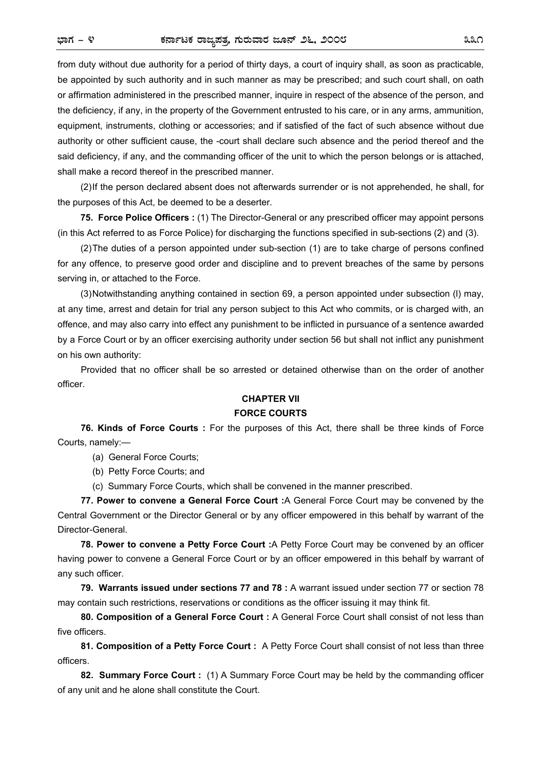from duty without due authority for a period of thirty days, a court of inquiry shall, as soon as practicable, be appointed by such authority and in such manner as may be prescribed; and such court shall, on oath or affirmation administered in the prescribed manner, inquire in respect of the absence of the person, and the deficiency, if any, in the property of the Government entrusted to his care, or in any arms, ammunition, equipment, instruments, clothing or accessories; and if satisfied of the fact of such absence without due authority or other sufficient cause, the -court shall declare such absence and the period thereof and the said deficiency, if any, and the commanding officer of the unit to which the person belongs or is attached, shall make a record thereof in the prescribed manner.

(2) If the person declared absent does not afterwards surrender or is not apprehended, he shall, for the purposes of this Act, be deemed to be a deserter.

**75. Force Police Officers :** (1) The Director-General or any prescribed officer may appoint persons (in this Act referred to as Force Police) for discharging the functions specified in sub-sections (2) and (3).

(2) The duties of a person appointed under sub-section (1) are to take charge of persons confined for any offence, to preserve good order and discipline and to prevent breaches of the same by persons serving in, or attached to the Force.

(3) Notwithstanding anything contained in section 69, a person appointed under subsection (l) may, at any time, arrest and detain for trial any person subject to this Act who commits, or is charged with, an offence, and may also carry into effect any punishment to be inflicted in pursuance of a sentence awarded by a Force Court or by an officer exercising authority under section 56 but shall not inflict any punishment on his own authority:

Provided that no officer shall be so arrested or detained otherwise than on the order of another officer.

## CHAPTER VII
## FORCE COURTS

**76. Kinds of Force Courts :** For the purposes of this Act, there shall be three kinds of Force Courts, namely:—

(a) General Force Courts;

(b) Petty Force Courts; and

(c) Summary Force Courts, which shall be convened in the manner prescribed.

**77. Power to convene a General Force Court :** A General Force Court may be convened by the Central Government or the Director General or by any officer empowered in this behalf by warrant of the Director-General.

**78. Power to convene a Petty Force Court :** A Petty Force Court may be convened by an officer having power to convene a General Force Court or by an officer empowered in this behalf by warrant of any such officer.

**79. Warrants issued under sections 77 and 78 :** A warrant issued under section 77 or section 78 may contain such restrictions, reservations or conditions as the officer issuing it may think fit.

**80. Composition of a General Force Court :** A General Force Court shall consist of not less than five officers.

**81. Composition of a Petty Force Court :** A Petty Force Court shall consist of not less than three officers.

**82. Summary Force Court :** (1) A Summary Force Court may be held by the commanding officer of any unit and he alone shall constitute the Court.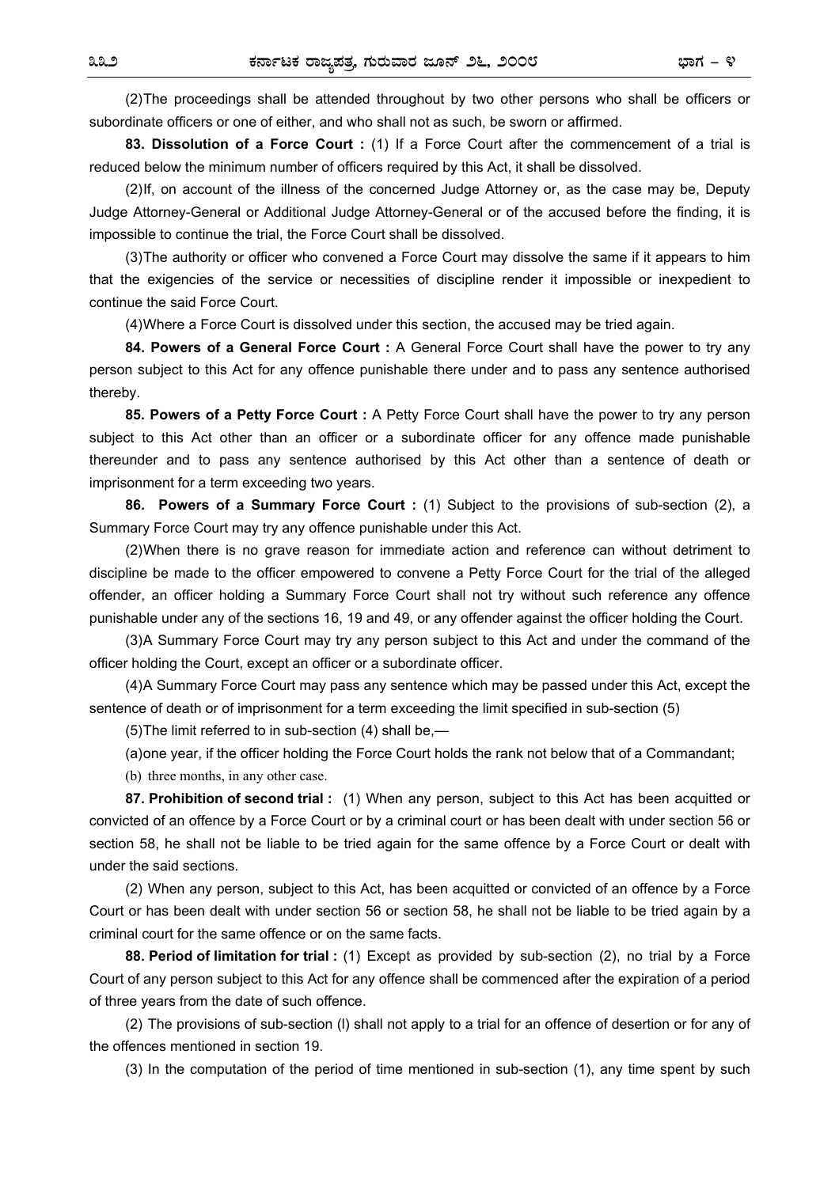(2) The proceedings shall be attended throughout by two other persons who shall be officers or subordinate officers or one of either, and who shall not as such, be sworn or affirmed.

**83. Dissolution of a Force Court :** (1) If a Force Court after the commencement of a trial is reduced below the minimum number of officers required by this Act, it shall be dissolved.

(2) If, on account of the illness of the concerned Judge Attorney or, as the case may be, Deputy Judge Attorney-General or Additional Judge Attorney-General or of the accused before the finding, it is impossible to continue the trial, the Force Court shall be dissolved.

(3) The authority or officer who convened a Force Court may dissolve the same if it appears to him that the exigencies of the service or necessities of discipline render it impossible or inexpedient to continue the said Force Court.

(4) Where a Force Court is dissolved under this section, the accused may be tried again.

**84. Powers of a General Force Court :** A General Force Court shall have the power to try any person subject to this Act for any offence punishable there under and to pass any sentence authorised thereby.

**85. Powers of a Petty Force Court :** A Petty Force Court shall have the power to try any person subject to this Act other than an officer or a subordinate officer for any offence made punishable thereunder and to pass any sentence authorised by this Act other than a sentence of death or imprisonment for a term exceeding two years.

**86. Powers of a Summary Force Court :** (1) Subject to the provisions of sub-section (2), a Summary Force Court may try any offence punishable under this Act.

(2) When there is no grave reason for immediate action and reference can without detriment to discipline be made to the officer empowered to convene a Petty Force Court for the trial of the alleged offender, an officer holding a Summary Force Court shall not try without such reference any offence punishable under any of the sections 16, 19 and 49, or any offender against the officer holding the Court.

(3) A Summary Force Court may try any person subject to this Act and under the command of the officer holding the Court, except an officer or a subordinate officer.

(4) A Summary Force Court may pass any sentence which may be passed under this Act, except the sentence of death or of imprisonment for a term exceeding the limit specified in sub-section (5)

(5) The limit referred to in sub-section (4) shall be,—

(a) one year, if the officer holding the Force Court holds the rank not below that of a Commandant;

(b) three months, in any other case.

**87. Prohibition of second trial :** (1) When any person, subject to this Act has been acquitted or convicted of an offence by a Force Court or by a criminal court or has been dealt with under section 56 or section 58, he shall not be liable to be tried again for the same offence by a Force Court or dealt with under the said sections.

(2) When any person, subject to this Act, has been acquitted or convicted of an offence by a Force Court or has been dealt with under section 56 or section 58, he shall not be liable to be tried again by a criminal court for the same offence or on the same facts.

**88. Period of limitation for trial :** (1) Except as provided by sub-section (2), no trial by a Force Court of any person subject to this Act for any offence shall be commenced after the expiration of a period of three years from the date of such offence.

(2) The provisions of sub-section (l) shall not apply to a trial for an offence of desertion or for any of the offences mentioned in section 19.

(3) In the computation of the period of time mentioned in sub-section (1), any time spent by such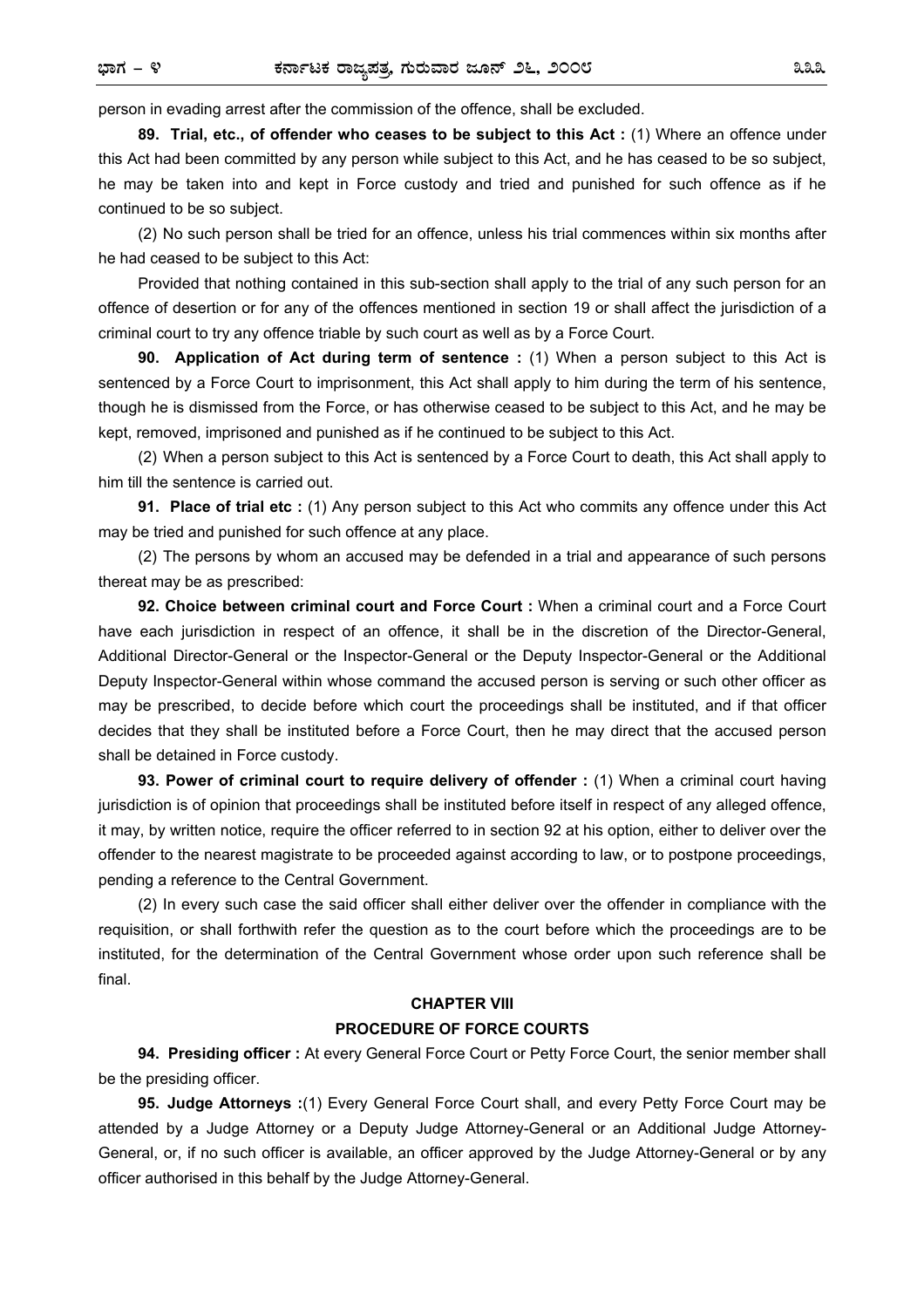person in evading arrest after the commission of the offence, shall be excluded.

**89. Trial, etc., of offender who ceases to be subject to this Act :** (1) Where an offence under this Act had been committed by any person while subject to this Act, and he has ceased to be so subject, he may be taken into and kept in Force custody and tried and punished for such offence as if he continued to be so subject.

(2) No such person shall be tried for an offence, unless his trial commences within six months after he had ceased to be subject to this Act:

Provided that nothing contained in this sub-section shall apply to the trial of any such person for an offence of desertion or for any of the offences mentioned in section 19 or shall affect the jurisdiction of a criminal court to try any offence triable by such court as well as by a Force Court.

**90. Application of Act during term of sentence :** (1) When a person subject to this Act is sentenced by a Force Court to imprisonment, this Act shall apply to him during the term of his sentence, though he is dismissed from the Force, or has otherwise ceased to be subject to this Act, and he may be kept, removed, imprisoned and punished as if he continued to be subject to this Act.

(2) When a person subject to this Act is sentenced by a Force Court to death, this Act shall apply to him till the sentence is carried out.

**91. Place of trial etc :** (1) Any person subject to this Act who commits any offence under this Act may be tried and punished for such offence at any place.

(2) The persons by whom an accused may be defended in a trial and appearance of such persons thereat may be as prescribed:

**92. Choice between criminal court and Force Court :** When a criminal court and a Force Court have each jurisdiction in respect of an offence, it shall be in the discretion of the Director-General, Additional Director-General or the Inspector-General or the Deputy Inspector-General or the Additional Deputy Inspector-General within whose command the accused person is serving or such other officer as may be prescribed, to decide before which court the proceedings shall be instituted, and if that officer decides that they shall be instituted before a Force Court, then he may direct that the accused person shall be detained in Force custody.

**93. Power of criminal court to require delivery of offender :** (1) When a criminal court having jurisdiction is of opinion that proceedings shall be instituted before itself in respect of any alleged offence, it may, by written notice, require the officer referred to in section 92 at his option, either to deliver over the offender to the nearest magistrate to be proceeded against according to law, or to postpone proceedings, pending a reference to the Central Government.

(2) In every such case the said officer shall either deliver over the offender in compliance with the requisition, or shall forthwith refer the question as to the court before which the proceedings are to be instituted, for the determination of the Central Government whose order upon such reference shall be final.

## CHAPTER VIII

## PROCEDURE OF FORCE COURTS

**94. Presiding officer :** At every General Force Court or Petty Force Court, the senior member shall be the presiding officer.

**95. Judge Attorneys :**(1) Every General Force Court shall, and every Petty Force Court may be attended by a Judge Attorney or a Deputy Judge Attorney-General or an Additional Judge Attorney-General, or, if no such officer is available, an officer approved by the Judge Attorney-General or by any officer authorised in this behalf by the Judge Attorney-General.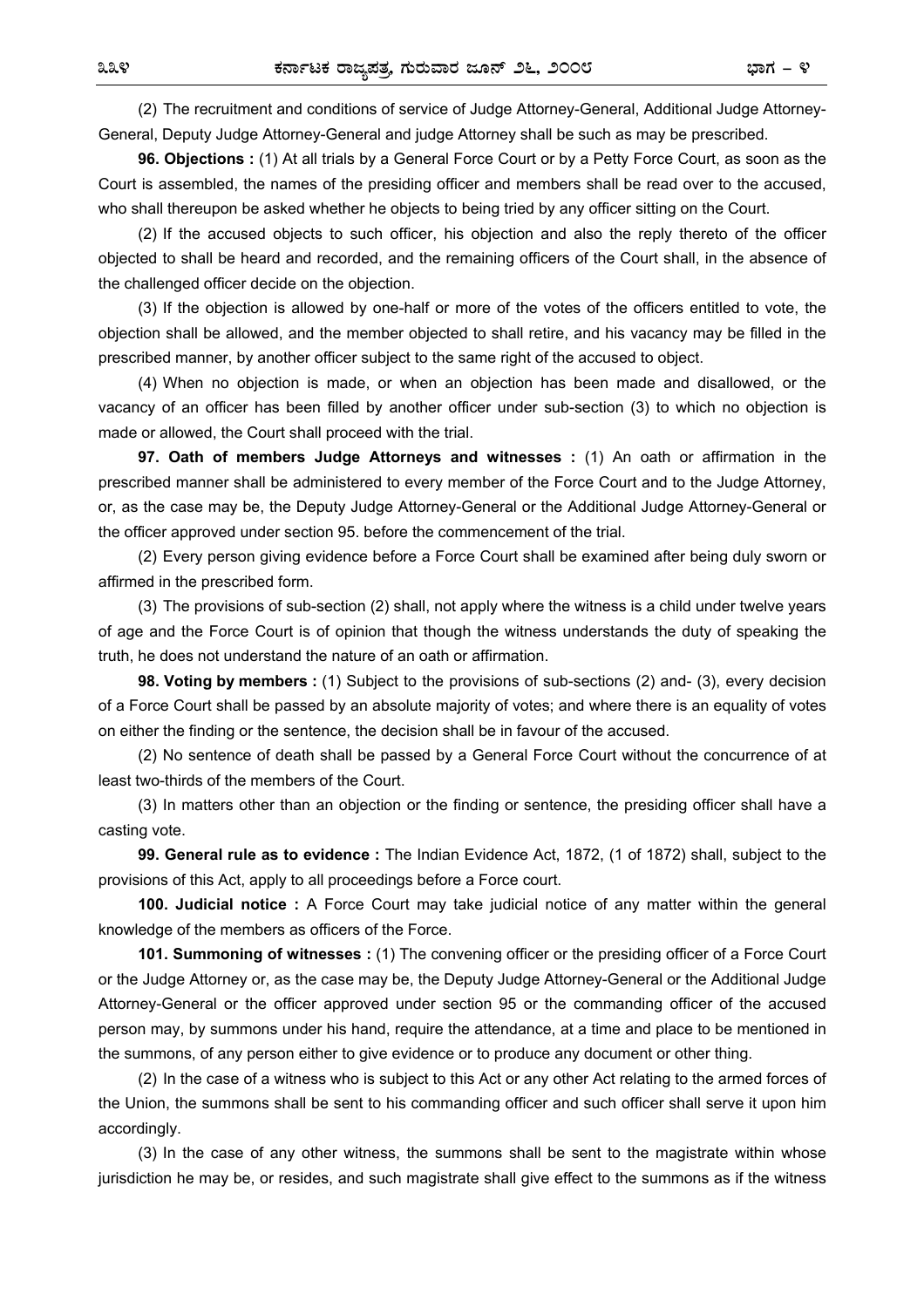(2) The recruitment and conditions of service of Judge Attorney-General, Additional Judge Attorney-General, Deputy Judge Attorney-General and judge Attorney shall be such as may be prescribed.

**96. Objections :** (1) At all trials by a General Force Court or by a Petty Force Court, as soon as the Court is assembled, the names of the presiding officer and members shall be read over to the accused, who shall thereupon be asked whether he objects to being tried by any officer sitting on the Court.

(2) If the accused objects to such officer, his objection and also the reply thereto of the officer objected to shall be heard and recorded, and the remaining officers of the Court shall, in the absence of the challenged officer decide on the objection.

(3) If the objection is allowed by one-half or more of the votes of the officers entitled to vote, the objection shall be allowed, and the member objected to shall retire, and his vacancy may be filled in the prescribed manner, by another officer subject to the same right of the accused to object.

(4) When no objection is made, or when an objection has been made and disallowed, or the vacancy of an officer has been filled by another officer under sub-section (3) to which no objection is made or allowed, the Court shall proceed with the trial.

**97. Oath of members Judge Attorneys and witnesses :** (1) An oath or affirmation in the prescribed manner shall be administered to every member of the Force Court and to the Judge Attorney, or, as the case may be, the Deputy Judge Attorney-General or the Additional Judge Attorney-General or the officer approved under section 95. before the commencement of the trial.

(2) Every person giving evidence before a Force Court shall be examined after being duly sworn or affirmed in the prescribed form.

(3) The provisions of sub-section (2) shall, not apply where the witness is a child under twelve years of age and the Force Court is of opinion that though the witness understands the duty of speaking the truth, he does not understand the nature of an oath or affirmation.

**98. Voting by members :** (1) Subject to the provisions of sub-sections (2) and- (3), every decision of a Force Court shall be passed by an absolute majority of votes; and where there is an equality of votes on either the finding or the sentence, the decision shall be in favour of the accused.

(2) No sentence of death shall be passed by a General Force Court without the concurrence of at least two-thirds of the members of the Court.

(3) In matters other than an objection or the finding or sentence, the presiding officer shall have a casting vote.

**99. General rule as to evidence :** The Indian Evidence Act, 1872, (1 of 1872) shall, subject to the provisions of this Act, apply to all proceedings before a Force court.

**100. Judicial notice :** A Force Court may take judicial notice of any matter within the general knowledge of the members as officers of the Force.

**101. Summoning of witnesses :** (1) The convening officer or the presiding officer of a Force Court or the Judge Attorney or, as the case may be, the Deputy Judge Attorney-General or the Additional Judge Attorney-General or the officer approved under section 95 or the commanding officer of the accused person may, by summons under his hand, require the attendance, at a time and place to be mentioned in the summons, of any person either to give evidence or to produce any document or other thing.

(2) In the case of a witness who is subject to this Act or any other Act relating to the armed forces of the Union, the summons shall be sent to his commanding officer and such officer shall serve it upon him accordingly.

(3) In the case of any other witness, the summons shall be sent to the magistrate within whose jurisdiction he may be, or resides, and such magistrate shall give effect to the summons as if the witness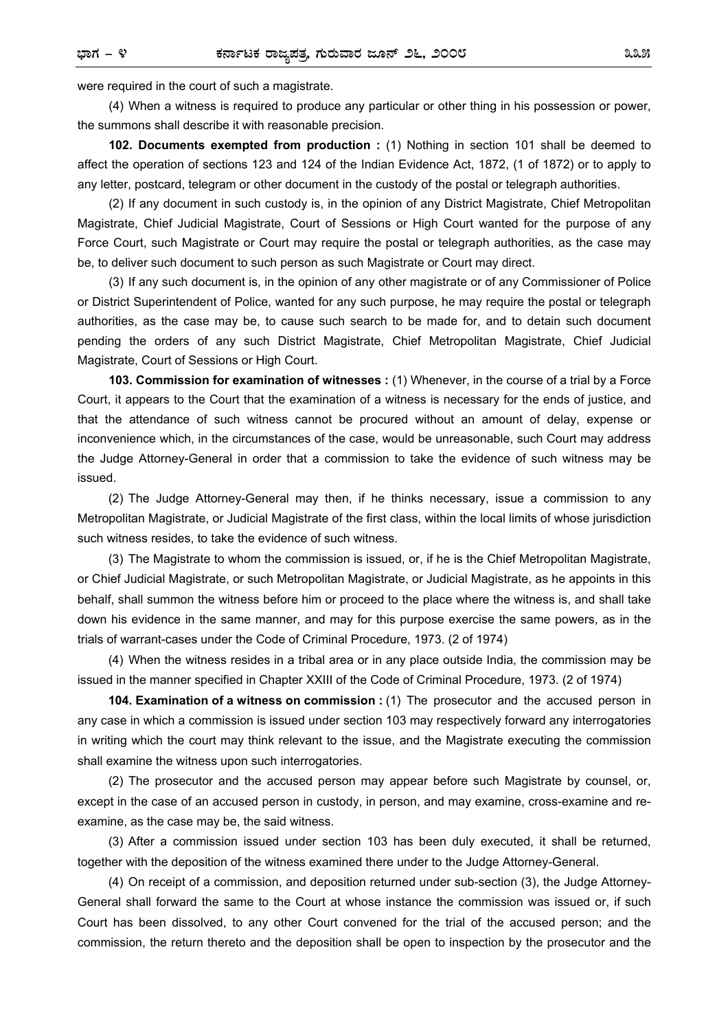were required in the court of such a magistrate.

(4) When a witness is required to produce any particular or other thing in his possession or power, the summons shall describe it with reasonable precision.

**102. Documents exempted from production :** (1) Nothing in section 101 shall be deemed to affect the operation of sections 123 and 124 of the Indian Evidence Act, 1872, (1 of 1872) or to apply to any letter, postcard, telegram or other document in the custody of the postal or telegraph authorities.

(2) If any document in such custody is, in the opinion of any District Magistrate, Chief Metropolitan Magistrate, Chief Judicial Magistrate, Court of Sessions or High Court wanted for the purpose of any Force Court, such Magistrate or Court may require the postal or telegraph authorities, as the case may be, to deliver such document to such person as such Magistrate or Court may direct.

(3) If any such document is, in the opinion of any other magistrate or of any Commissioner of Police or District Superintendent of Police, wanted for any such purpose, he may require the postal or telegraph authorities, as the case may be, to cause such search to be made for, and to detain such document pending the orders of any such District Magistrate, Chief Metropolitan Magistrate, Chief Judicial Magistrate, Court of Sessions or High Court.

**103. Commission for examination of witnesses :** (1) Whenever, in the course of a trial by a Force Court, it appears to the Court that the examination of a witness is necessary for the ends of justice, and that the attendance of such witness cannot be procured without an amount of delay, expense or inconvenience which, in the circumstances of the case, would be unreasonable, such Court may address the Judge Attorney-General in order that a commission to take the evidence of such witness may be issued.

(2) The Judge Attorney-General may then, if he thinks necessary, issue a commission to any Metropolitan Magistrate, or Judicial Magistrate of the first class, within the local limits of whose jurisdiction such witness resides, to take the evidence of such witness.

(3) The Magistrate to whom the commission is issued, or, if he is the Chief Metropolitan Magistrate, or Chief Judicial Magistrate, or such Metropolitan Magistrate, or Judicial Magistrate, as he appoints in this behalf, shall summon the witness before him or proceed to the place where the witness is, and shall take down his evidence in the same manner, and may for this purpose exercise the same powers, as in the trials of warrant-cases under the Code of Criminal Procedure, 1973. (2 of 1974)

(4) When the witness resides in a tribal area or in any place outside India, the commission may be issued in the manner specified in Chapter XXIII of the Code of Criminal Procedure, 1973. (2 of 1974)

**104. Examination of a witness on commission :** (1) The prosecutor and the accused person in any case in which a commission is issued under section 103 may respectively forward any interrogatories in writing which the court may think relevant to the issue, and the Magistrate executing the commission shall examine the witness upon such interrogatories.

(2) The prosecutor and the accused person may appear before such Magistrate by counsel, or, except in the case of an accused person in custody, in person, and may examine, cross-examine and re-examine, as the case may be, the said witness.

(3) After a commission issued under section 103 has been duly executed, it shall be returned, together with the deposition of the witness examined there under to the Judge Attorney-General.

(4) On receipt of a commission, and deposition returned under sub-section (3), the Judge Attorney-General shall forward the same to the Court at whose instance the commission was issued or, if such Court has been dissolved, to any other Court convened for the trial of the accused person; and the commission, the return thereto and the deposition shall be open to inspection by the prosecutor and the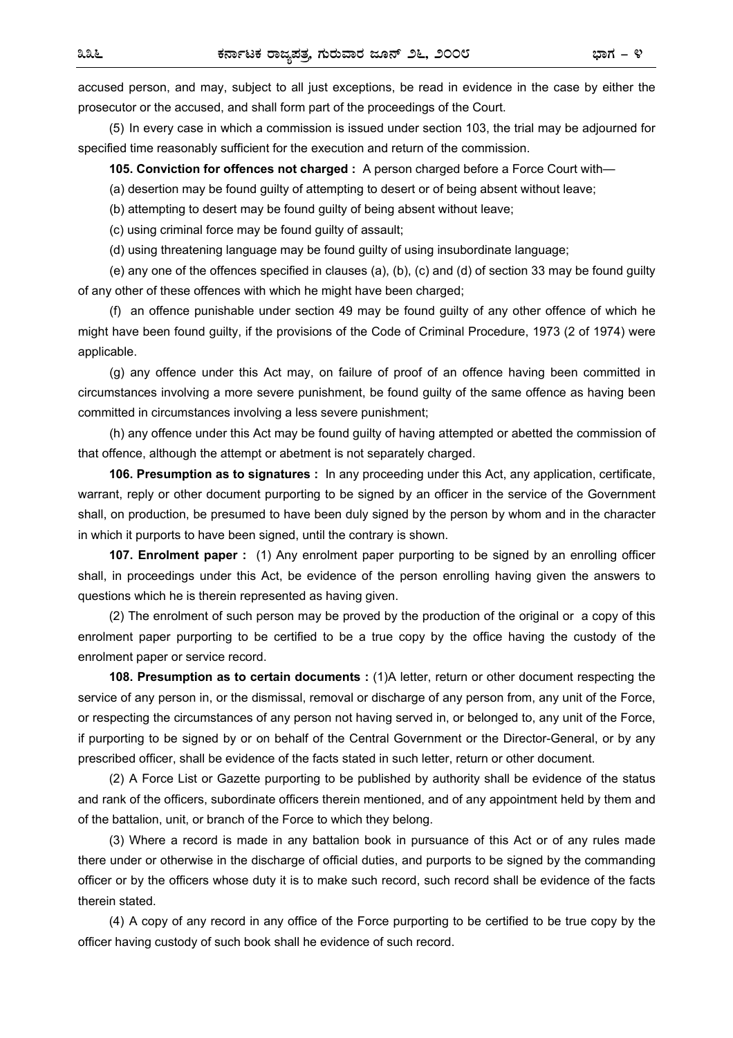accused person, and may, subject to all just exceptions, be read in evidence in the case by either the prosecutor or the accused, and shall form part of the proceedings of the Court.

(5) In every case in which a commission is issued under section 103, the trial may be adjourned for specified time reasonably sufficient for the execution and return of the commission.

**105. Conviction for offences not charged :** A person charged before a Force Court with—

(a) desertion may be found guilty of attempting to desert or of being absent without leave;

(b) attempting to desert may be found guilty of being absent without leave;

(c) using criminal force may be found guilty of assault;

(d) using threatening language may be found guilty of using insubordinate language;

(e) any one of the offences specified in clauses (a), (b), (c) and (d) of section 33 may be found guilty of any other of these offences with which he might have been charged;

(f) an offence punishable under section 49 may be found guilty of any other offence of which he might have been found guilty, if the provisions of the Code of Criminal Procedure, 1973 (2 of 1974) were applicable.

(g) any offence under this Act may, on failure of proof of an offence having been committed in circumstances involving a more severe punishment, be found guilty of the same offence as having been committed in circumstances involving a less severe punishment;

(h) any offence under this Act may be found guilty of having attempted or abetted the commission of that offence, although the attempt or abetment is not separately charged.

**106. Presumption as to signatures :** In any proceeding under this Act, any application, certificate, warrant, reply or other document purporting to be signed by an officer in the service of the Government shall, on production, be presumed to have been duly signed by the person by whom and in the character in which it purports to have been signed, until the contrary is shown.

**107. Enrolment paper :** (1) Any enrolment paper purporting to be signed by an enrolling officer shall, in proceedings under this Act, be evidence of the person enrolling having given the answers to questions which he is therein represented as having given.

(2) The enrolment of such person may be proved by the production of the original or a copy of this enrolment paper purporting to be certified to be a true copy by the office having the custody of the enrolment paper or service record.

**108. Presumption as to certain documents :** (1)A letter, return or other document respecting the service of any person in, or the dismissal, removal or discharge of any person from, any unit of the Force, or respecting the circumstances of any person not having served in, or belonged to, any unit of the Force, if purporting to be signed by or on behalf of the Central Government or the Director-General, or by any prescribed officer, shall be evidence of the facts stated in such letter, return or other document.

(2) A Force List or Gazette purporting to be published by authority shall be evidence of the status and rank of the officers, subordinate officers therein mentioned, and of any appointment held by them and of the battalion, unit, or branch of the Force to which they belong.

(3) Where a record is made in any battalion book in pursuance of this Act or of any rules made there under or otherwise in the discharge of official duties, and purports to be signed by the commanding officer or by the officers whose duty it is to make such record, such record shall be evidence of the facts therein stated.

(4) A copy of any record in any office of the Force purporting to be certified to be true copy by the officer having custody of such book shall he evidence of such record.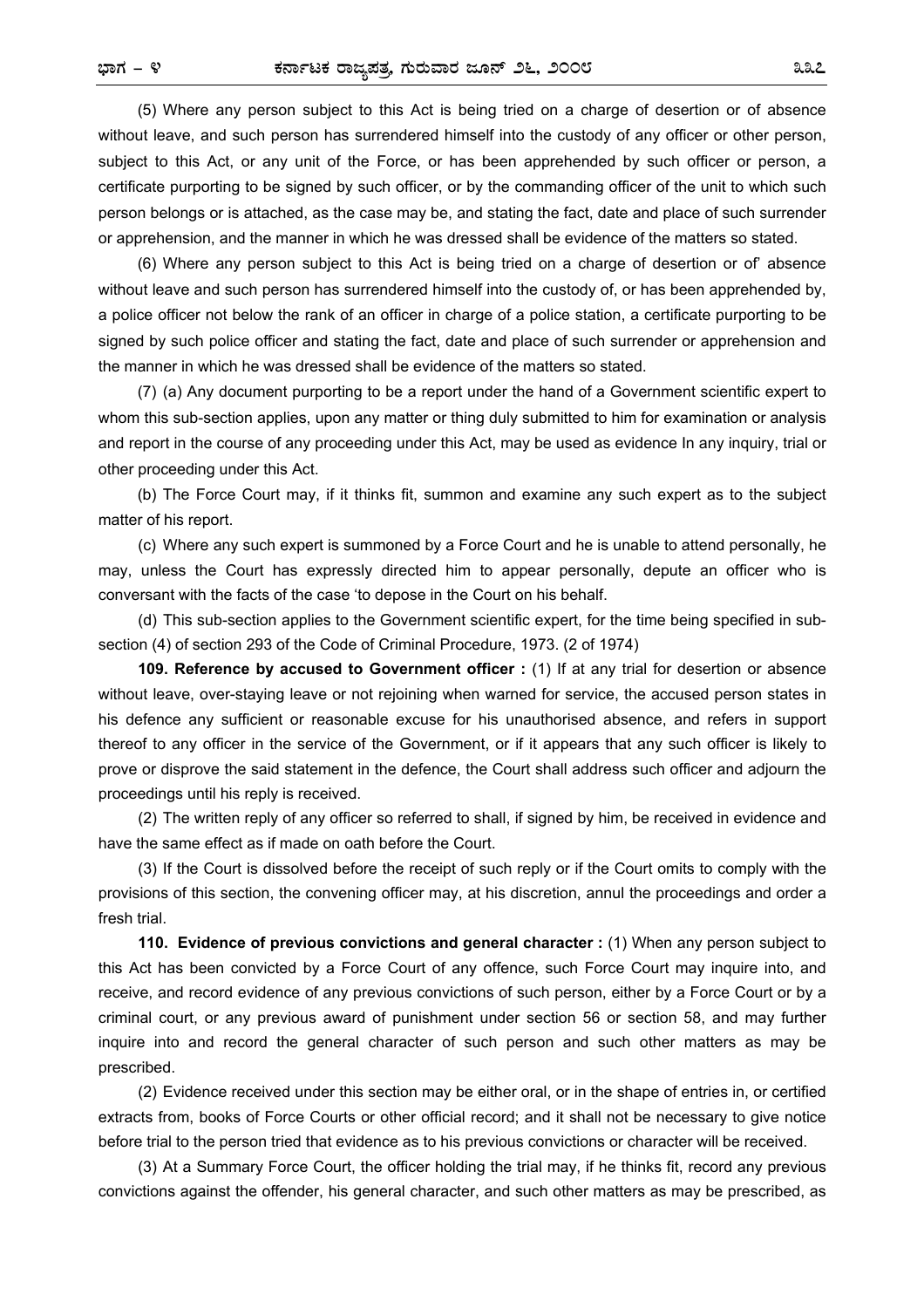(5) Where any person subject to this Act is being tried on a charge of desertion or of absence without leave, and such person has surrendered himself into the custody of any officer or other person, subject to this Act, or any unit of the Force, or has been apprehended by such officer or person, a certificate purporting to be signed by such officer, or by the commanding officer of the unit to which such person belongs or is attached, as the case may be, and stating the fact, date and place of such surrender or apprehension, and the manner in which he was dressed shall be evidence of the matters so stated.

(6) Where any person subject to this Act is being tried on a charge of desertion or of' absence without leave and such person has surrendered himself into the custody of, or has been apprehended by, a police officer not below the rank of an officer in charge of a police station, a certificate purporting to be signed by such police officer and stating the fact, date and place of such surrender or apprehension and the manner in which he was dressed shall be evidence of the matters so stated.

(7) (a) Any document purporting to be a report under the hand of a Government scientific expert to whom this sub-section applies, upon any matter or thing duly submitted to him for examination or analysis and report in the course of any proceeding under this Act, may be used as evidence In any inquiry, trial or other proceeding under this Act.

(b) The Force Court may, if it thinks fit, summon and examine any such expert as to the subject matter of his report.

(c) Where any such expert is summoned by a Force Court and he is unable to attend personally, he may, unless the Court has expressly directed him to appear personally, depute an officer who is conversant with the facts of the case 'to depose in the Court on his behalf.

(d) This sub-section applies to the Government scientific expert, for the time being specified in sub-section (4) of section 293 of the Code of Criminal Procedure, 1973. (2 of 1974)

**109. Reference by accused to Government officer :** (1) If at any trial for desertion or absence without leave, over-staying leave or not rejoining when warned for service, the accused person states in his defence any sufficient or reasonable excuse for his unauthorised absence, and refers in support thereof to any officer in the service of the Government, or if it appears that any such officer is likely to prove or disprove the said statement in the defence, the Court shall address such officer and adjourn the proceedings until his reply is received.

(2) The written reply of any officer so referred to shall, if signed by him, be received in evidence and have the same effect as if made on oath before the Court.

(3) If the Court is dissolved before the receipt of such reply or if the Court omits to comply with the provisions of this section, the convening officer may, at his discretion, annul the proceedings and order a fresh trial.

**110. Evidence of previous convictions and general character :** (1) When any person subject to this Act has been convicted by a Force Court of any offence, such Force Court may inquire into, and receive, and record evidence of any previous convictions of such person, either by a Force Court or by a criminal court, or any previous award of punishment under section 56 or section 58, and may further inquire into and record the general character of such person and such other matters as may be prescribed.

(2) Evidence received under this section may be either oral, or in the shape of entries in, or certified extracts from, books of Force Courts or other official record; and it shall not be necessary to give notice before trial to the person tried that evidence as to his previous convictions or character will be received.

(3) At a Summary Force Court, the officer holding the trial may, if he thinks fit, record any previous convictions against the offender, his general character, and such other matters as may be prescribed, as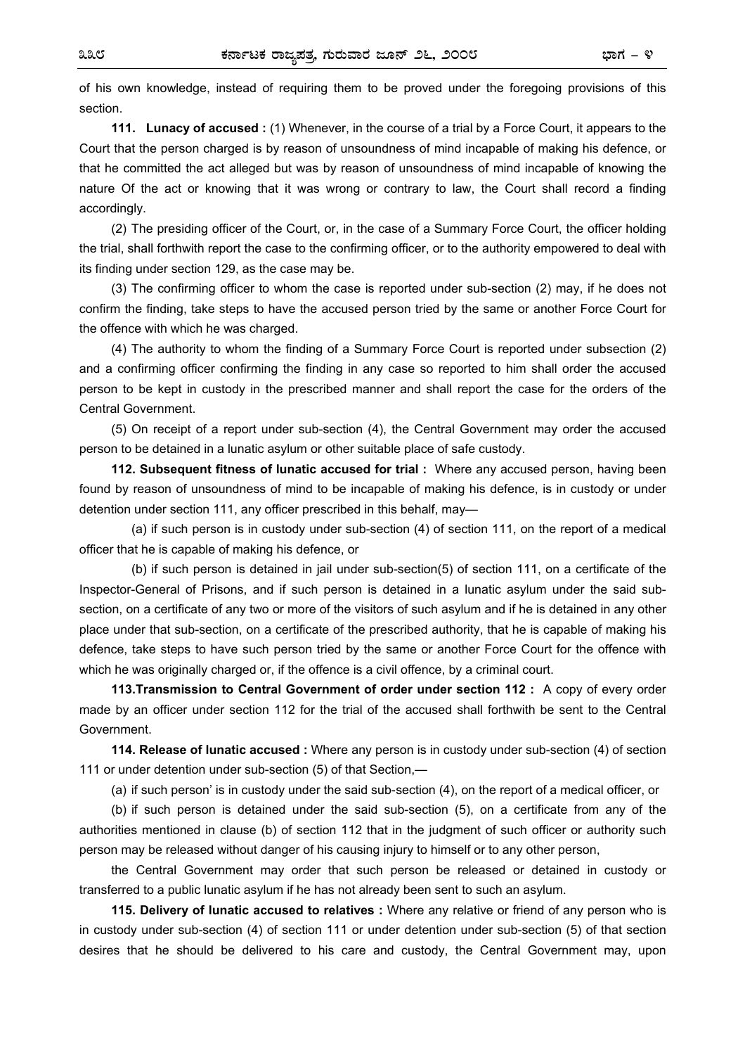of his own knowledge, instead of requiring them to be proved under the foregoing provisions of this section.

**111. Lunacy of accused :** (1) Whenever, in the course of a trial by a Force Court, it appears to the Court that the person charged is by reason of unsoundness of mind incapable of making his defence, or that he committed the act alleged but was by reason of unsoundness of mind incapable of knowing the nature Of the act or knowing that it was wrong or contrary to law, the Court shall record a finding accordingly.

(2) The presiding officer of the Court, or, in the case of a Summary Force Court, the officer holding the trial, shall forthwith report the case to the confirming officer, or to the authority empowered to deal with its finding under section 129, as the case may be.

(3) The confirming officer to whom the case is reported under sub-section (2) may, if he does not confirm the finding, take steps to have the accused person tried by the same or another Force Court for the offence with which he was charged.

(4) The authority to whom the finding of a Summary Force Court is reported under subsection (2) and a confirming officer confirming the finding in any case so reported to him shall order the accused person to be kept in custody in the prescribed manner and shall report the case for the orders of the Central Government.

(5) On receipt of a report under sub-section (4), the Central Government may order the accused person to be detained in a lunatic asylum or other suitable place of safe custody.

**112. Subsequent fitness of lunatic accused for trial :** Where any accused person, having been found by reason of unsoundness of mind to be incapable of making his defence, is in custody or under detention under section 111, any officer prescribed in this behalf, may—

(a) if such person is in custody under sub-section (4) of section 111, on the report of a medical officer that he is capable of making his defence, or

(b) if such person is detained in jail under sub-section(5) of section 111, on a certificate of the Inspector-General of Prisons, and if such person is detained in a lunatic asylum under the said sub-section, on a certificate of any two or more of the visitors of such asylum and if he is detained in any other place under that sub-section, on a certificate of the prescribed authority, that he is capable of making his defence, take steps to have such person tried by the same or another Force Court for the offence with which he was originally charged or, if the offence is a civil offence, by a criminal court.

**113.Transmission to Central Government of order under section 112 :** A copy of every order made by an officer under section 112 for the trial of the accused shall forthwith be sent to the Central Government.

**114. Release of lunatic accused :** Where any person is in custody under sub-section (4) of section 111 or under detention under sub-section (5) of that Section,—

(a) if such person' is in custody under the said sub-section (4), on the report of a medical officer, or

(b) if such person is detained under the said sub-section (5), on a certificate from any of the authorities mentioned in clause (b) of section 112 that in the judgment of such officer or authority such person may be released without danger of his causing injury to himself or to any other person,

the Central Government may order that such person be released or detained in custody or transferred to a public lunatic asylum if he has not already been sent to such an asylum.

**115. Delivery of lunatic accused to relatives :** Where any relative or friend of any person who is in custody under sub-section (4) of section 111 or under detention under sub-section (5) of that section desires that he should be delivered to his care and custody, the Central Government may, upon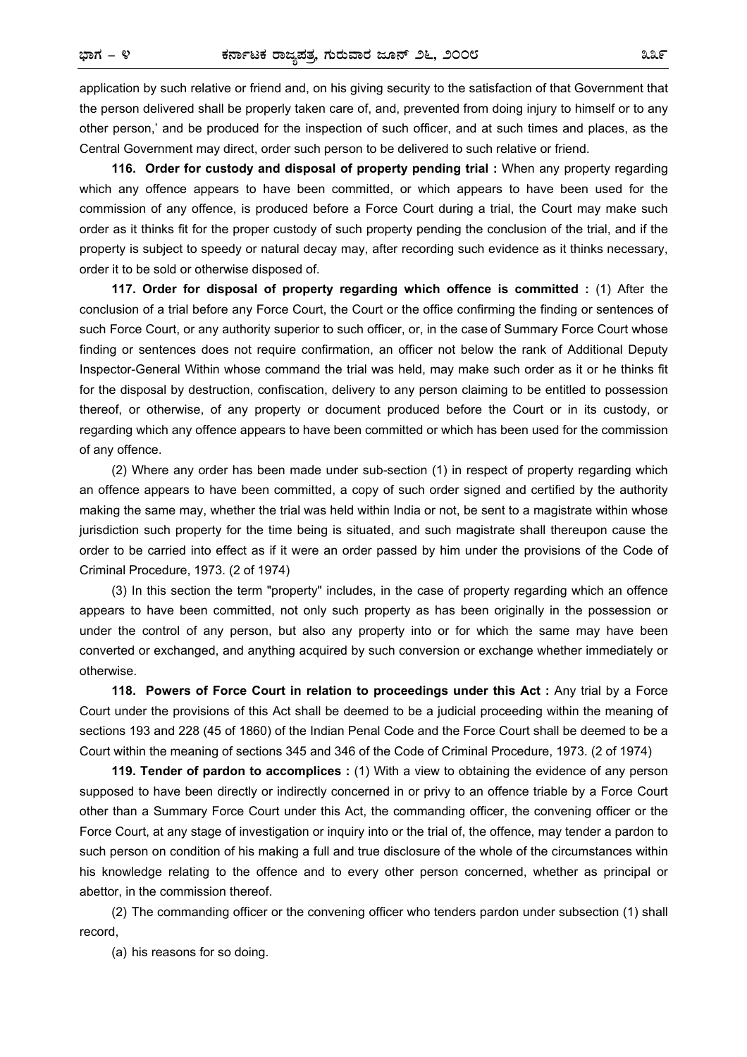application by such relative or friend and, on his giving security to the satisfaction of that Government that the person delivered shall be properly taken care of, and, prevented from doing injury to himself or to any other person,' and be produced for the inspection of such officer, and at such times and places, as the Central Government may direct, order such person to be delivered to such relative or friend.

**116. Order for custody and disposal of property pending trial :** When any property regarding which any offence appears to have been committed, or which appears to have been used for the commission of any offence, is produced before a Force Court during a trial, the Court may make such order as it thinks fit for the proper custody of such property pending the conclusion of the trial, and if the property is subject to speedy or natural decay may, after recording such evidence as it thinks necessary, order it to be sold or otherwise disposed of.

**117. Order for disposal of property regarding which offence is committed :** (1) After the conclusion of a trial before any Force Court, the Court or the office confirming the finding or sentences of such Force Court, or any authority superior to such officer, or, in the case of Summary Force Court whose finding or sentences does not require confirmation, an officer not below the rank of Additional Deputy Inspector-General Within whose command the trial was held, may make such order as it or he thinks fit for the disposal by destruction, confiscation, delivery to any person claiming to be entitled to possession thereof, or otherwise, of any property or document produced before the Court or in its custody, or regarding which any offence appears to have been committed or which has been used for the commission of any offence.

(2) Where any order has been made under sub-section (1) in respect of property regarding which an offence appears to have been committed, a copy of such order signed and certified by the authority making the same may, whether the trial was held within India or not, be sent to a magistrate within whose jurisdiction such property for the time being is situated, and such magistrate shall thereupon cause the order to be carried into effect as if it were an order passed by him under the provisions of the Code of Criminal Procedure, 1973. (2 of 1974)

(3) In this section the term "property" includes, in the case of property regarding which an offence appears to have been committed, not only such property as has been originally in the possession or under the control of any person, but also any property into or for which the same may have been converted or exchanged, and anything acquired by such conversion or exchange whether immediately or otherwise.

**118. Powers of Force Court in relation to proceedings under this Act :** Any trial by a Force Court under the provisions of this Act shall be deemed to be a judicial proceeding within the meaning of sections 193 and 228 (45 of 1860) of the Indian Penal Code and the Force Court shall be deemed to be a Court within the meaning of sections 345 and 346 of the Code of Criminal Procedure, 1973. (2 of 1974)

**119. Tender of pardon to accomplices :** (1) With a view to obtaining the evidence of any person supposed to have been directly or indirectly concerned in or privy to an offence triable by a Force Court other than a Summary Force Court under this Act, the commanding officer, the convening officer or the Force Court, at any stage of investigation or inquiry into or the trial of, the offence, may tender a pardon to such person on condition of his making a full and true disclosure of the whole of the circumstances within his knowledge relating to the offence and to every other person concerned, whether as principal or abettor, in the commission thereof.

(2) The commanding officer or the convening officer who tenders pardon under subsection (1) shall record,

(a) his reasons for so doing.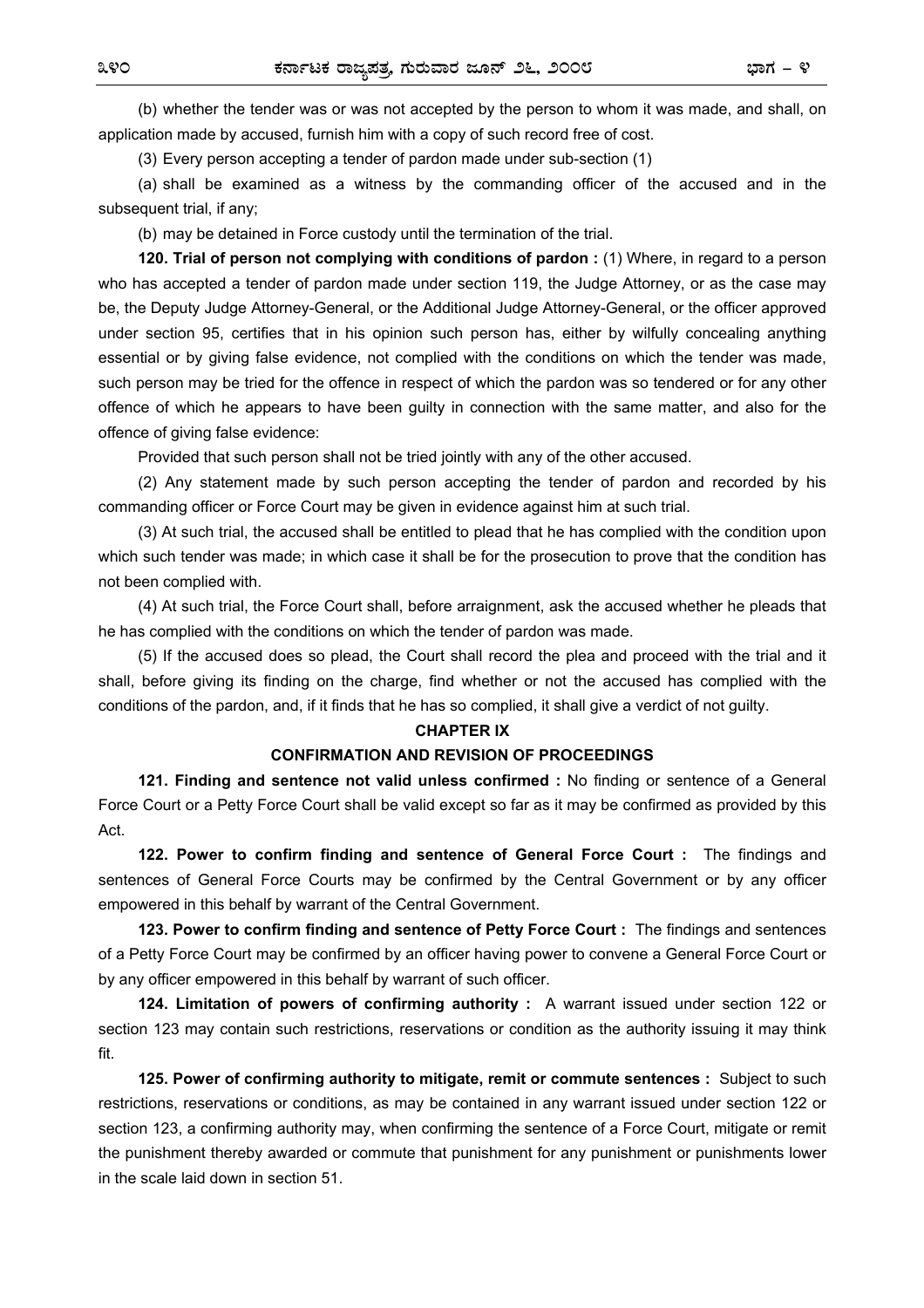(b) whether the tender was or was not accepted by the person to whom it was made, and shall, on application made by accused, furnish him with a copy of such record free of cost.

(3) Every person accepting a tender of pardon made under sub-section (1)

(a) shall be examined as a witness by the commanding officer of the accused and in the subsequent trial, if any;

(b) may be detained in Force custody until the termination of the trial.

**120. Trial of person not complying with conditions of pardon :** (1) Where, in regard to a person who has accepted a tender of pardon made under section 119, the Judge Attorney, or as the case may be, the Deputy Judge Attorney-General, or the Additional Judge Attorney-General, or the officer approved under section 95, certifies that in his opinion such person has, either by wilfully concealing anything essential or by giving false evidence, not complied with the conditions on which the tender was made, such person may be tried for the offence in respect of which the pardon was so tendered or for any other offence of which he appears to have been guilty in connection with the same matter, and also for the offence of giving false evidence:

Provided that such person shall not be tried jointly with any of the other accused.

(2) Any statement made by such person accepting the tender of pardon and recorded by his commanding officer or Force Court may be given in evidence against him at such trial.

(3) At such trial, the accused shall be entitled to plead that he has complied with the condition upon which such tender was made; in which case it shall be for the prosecution to prove that the condition has not been complied with.

(4) At such trial, the Force Court shall, before arraignment, ask the accused whether he pleads that he has complied with the conditions on which the tender of pardon was made.

(5) If the accused does so plead, the Court shall record the plea and proceed with the trial and it shall, before giving its finding on the charge, find whether or not the accused has complied with the conditions of the pardon, and, if it finds that he has so complied, it shall give a verdict of not guilty.

## CHAPTER IX

## CONFIRMATION AND REVISION OF PROCEEDINGS

**121. Finding and sentence not valid unless confirmed :** No finding or sentence of a General Force Court or a Petty Force Court shall be valid except so far as it may be confirmed as provided by this Act.

**122. Power to confirm finding and sentence of General Force Court :** The findings and sentences of General Force Courts may be confirmed by the Central Government or by any officer empowered in this behalf by warrant of the Central Government.

**123. Power to confirm finding and sentence of Petty Force Court :** The findings and sentences of a Petty Force Court may be confirmed by an officer having power to convene a General Force Court or by any officer empowered in this behalf by warrant of such officer.

**124. Limitation of powers of confirming authority :** A warrant issued under section 122 or section 123 may contain such restrictions, reservations or condition as the authority issuing it may think fit.

**125. Power of confirming authority to mitigate, remit or commute sentences :** Subject to such restrictions, reservations or conditions, as may be contained in any warrant issued under section 122 or section 123, a confirming authority may, when confirming the sentence of a Force Court, mitigate or remit the punishment thereby awarded or commute that punishment for any punishment or punishments lower in the scale laid down in section 51.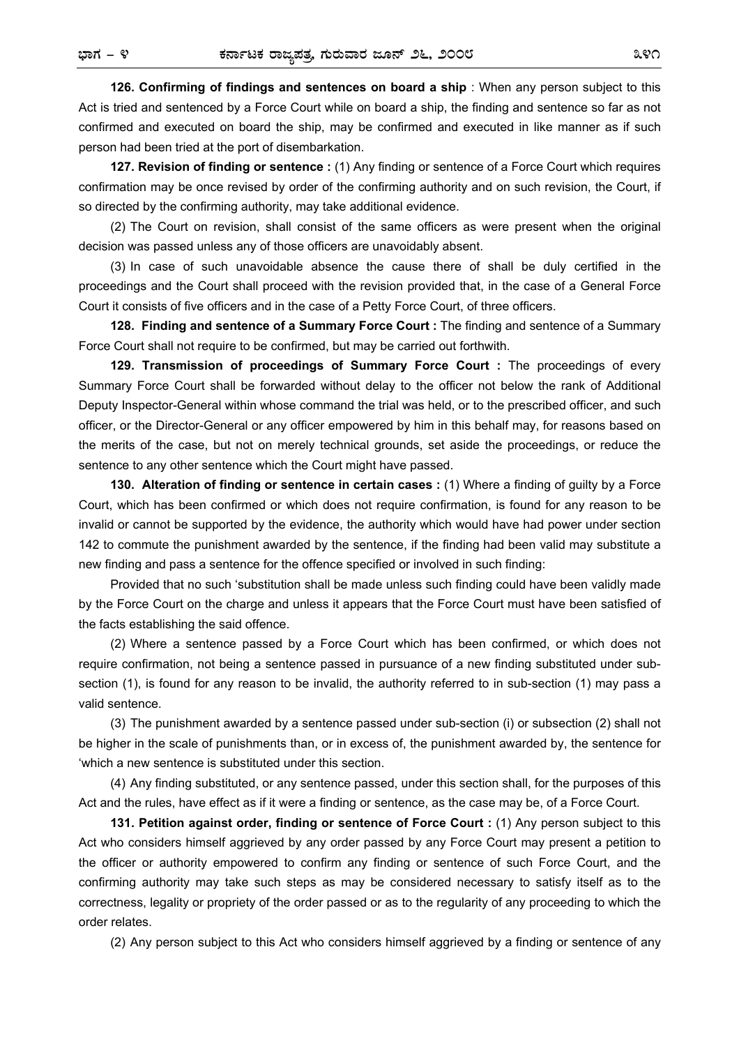**126. Confirming of findings and sentences on board a ship** : When any person subject to this Act is tried and sentenced by a Force Court while on board a ship, the finding and sentence so far as not confirmed and executed on board the ship, may be confirmed and executed in like manner as if such person had been tried at the port of disembarkation.

**127. Revision of finding or sentence :** (1) Any finding or sentence of a Force Court which requires confirmation may be once revised by order of the confirming authority and on such revision, the Court, if so directed by the confirming authority, may take additional evidence.

(2) The Court on revision, shall consist of the same officers as were present when the original decision was passed unless any of those officers are unavoidably absent.

(3) In case of such unavoidable absence the cause there of shall be duly certified in the proceedings and the Court shall proceed with the revision provided that, in the case of a General Force Court it consists of five officers and in the case of a Petty Force Court, of three officers.

**128. Finding and sentence of a Summary Force Court :** The finding and sentence of a Summary Force Court shall not require to be confirmed, but may be carried out forthwith.

**129. Transmission of proceedings of Summary Force Court :** The proceedings of every Summary Force Court shall be forwarded without delay to the officer not below the rank of Additional Deputy Inspector-General within whose command the trial was held, or to the prescribed officer, and such officer, or the Director-General or any officer empowered by him in this behalf may, for reasons based on the merits of the case, but not on merely technical grounds, set aside the proceedings, or reduce the sentence to any other sentence which the Court might have passed.

**130. Alteration of finding or sentence in certain cases :** (1) Where a finding of guilty by a Force Court, which has been confirmed or which does not require confirmation, is found for any reason to be invalid or cannot be supported by the evidence, the authority which would have had power under section 142 to commute the punishment awarded by the sentence, if the finding had been valid may substitute a new finding and pass a sentence for the offence specified or involved in such finding:

Provided that no such 'substitution shall be made unless such finding could have been validly made by the Force Court on the charge and unless it appears that the Force Court must have been satisfied of the facts establishing the said offence.

(2) Where a sentence passed by a Force Court which has been confirmed, or which does not require confirmation, not being a sentence passed in pursuance of a new finding substituted under sub-section (1), is found for any reason to be invalid, the authority referred to in sub-section (1) may pass a valid sentence.

(3) The punishment awarded by a sentence passed under sub-section (i) or subsection (2) shall not be higher in the scale of punishments than, or in excess of, the punishment awarded by, the sentence for 'which a new sentence is substituted under this section.

(4) Any finding substituted, or any sentence passed, under this section shall, for the purposes of this Act and the rules, have effect as if it were a finding or sentence, as the case may be, of a Force Court.

**131. Petition against order, finding or sentence of Force Court :** (1) Any person subject to this Act who considers himself aggrieved by any order passed by any Force Court may present a petition to the officer or authority empowered to confirm any finding or sentence of such Force Court, and the confirming authority may take such steps as may be considered necessary to satisfy itself as to the correctness, legality or propriety of the order passed or as to the regularity of any proceeding to which the order relates.

(2) Any person subject to this Act who considers himself aggrieved by a finding or sentence of any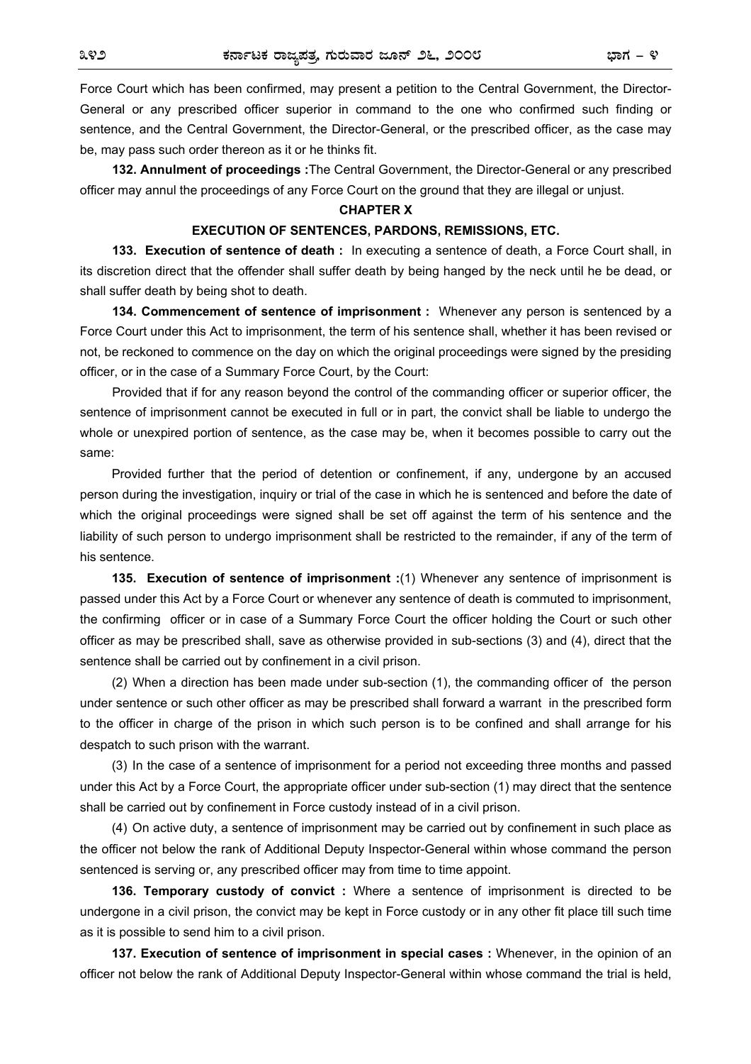Force Court which has been confirmed, may present a petition to the Central Government, the Director-General or any prescribed officer superior in command to the one who confirmed such finding or sentence, and the Central Government, the Director-General, or the prescribed officer, as the case may be, may pass such order thereon as it or he thinks fit.

**132. Annulment of proceedings :**The Central Government, the Director-General or any prescribed officer may annul the proceedings of any Force Court on the ground that they are illegal or unjust.

## CHAPTER X

## EXECUTION OF SENTENCES, PARDONS, REMISSIONS, ETC.

**133. Execution of sentence of death :** In executing a sentence of death, a Force Court shall, in its discretion direct that the offender shall suffer death by being hanged by the neck until he be dead, or shall suffer death by being shot to death.

**134. Commencement of sentence of imprisonment :** Whenever any person is sentenced by a Force Court under this Act to imprisonment, the term of his sentence shall, whether it has been revised or not, be reckoned to commence on the day on which the original proceedings were signed by the presiding officer, or in the case of a Summary Force Court, by the Court:

Provided that if for any reason beyond the control of the commanding officer or superior officer, the sentence of imprisonment cannot be executed in full or in part, the convict shall be liable to undergo the whole or unexpired portion of sentence, as the case may be, when it becomes possible to carry out the same:

Provided further that the period of detention or confinement, if any, undergone by an accused person during the investigation, inquiry or trial of the case in which he is sentenced and before the date of which the original proceedings were signed shall be set off against the term of his sentence and the liability of such person to undergo imprisonment shall be restricted to the remainder, if any of the term of his sentence.

**135. Execution of sentence of imprisonment :**(1) Whenever any sentence of imprisonment is passed under this Act by a Force Court or whenever any sentence of death is commuted to imprisonment, the confirming officer or in case of a Summary Force Court the officer holding the Court or such other officer as may be prescribed shall, save as otherwise provided in sub-sections (3) and (4), direct that the sentence shall be carried out by confinement in a civil prison.

(2) When a direction has been made under sub-section (1), the commanding officer of the person under sentence or such other officer as may be prescribed shall forward a warrant in the prescribed form to the officer in charge of the prison in which such person is to be confined and shall arrange for his despatch to such prison with the warrant.

(3) In the case of a sentence of imprisonment for a period not exceeding three months and passed under this Act by a Force Court, the appropriate officer under sub-section (1) may direct that the sentence shall be carried out by confinement in Force custody instead of in a civil prison.

(4) On active duty, a sentence of imprisonment may be carried out by confinement in such place as the officer not below the rank of Additional Deputy Inspector-General within whose command the person sentenced is serving or, any prescribed officer may from time to time appoint.

**136. Temporary custody of convict :** Where a sentence of imprisonment is directed to be undergone in a civil prison, the convict may be kept in Force custody or in any other fit place till such time as it is possible to send him to a civil prison.

**137. Execution of sentence of imprisonment in special cases :** Whenever, in the opinion of an officer not below the rank of Additional Deputy Inspector-General within whose command the trial is held,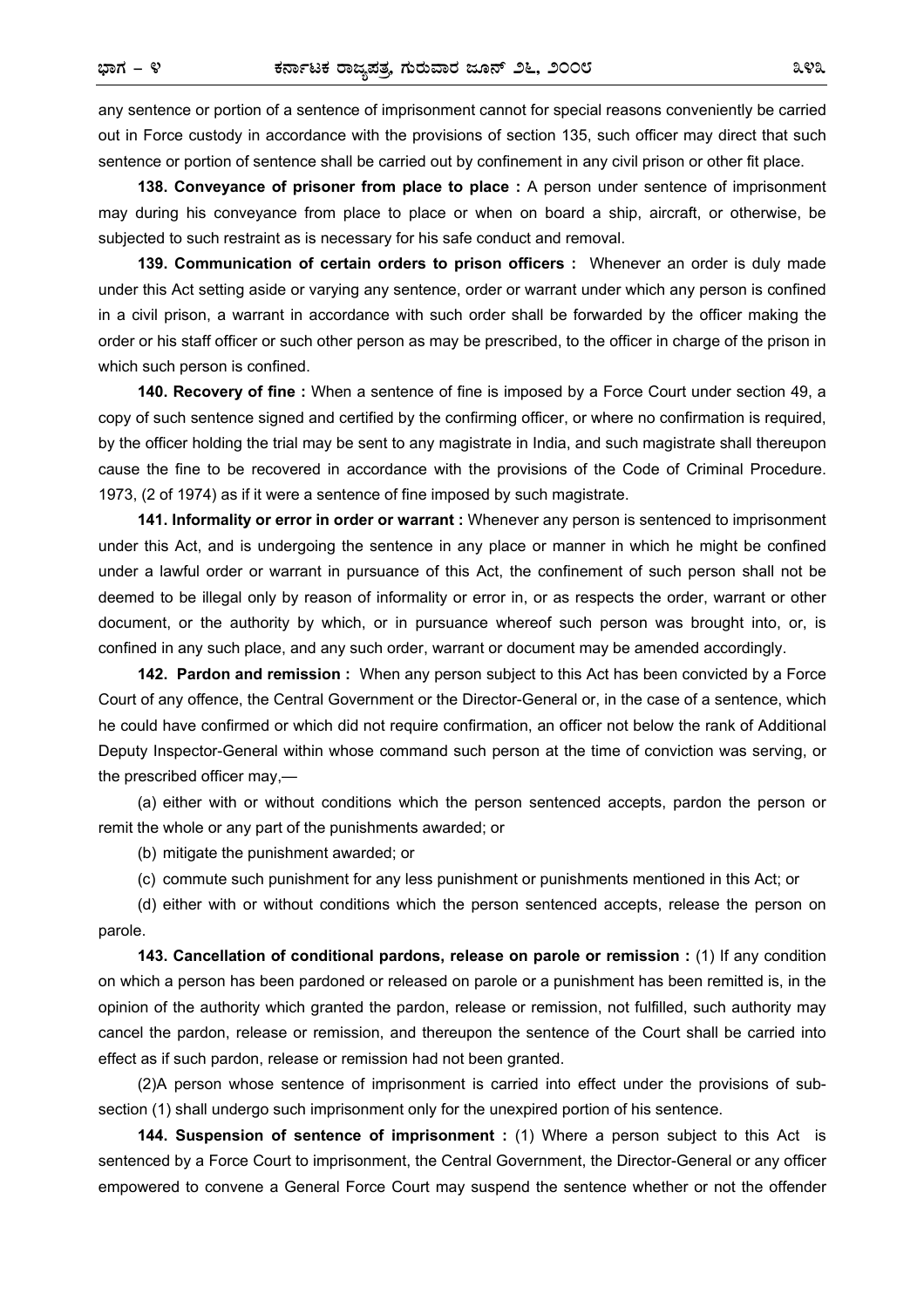any sentence or portion of a sentence of imprisonment cannot for special reasons conveniently be carried out in Force custody in accordance with the provisions of section 135, such officer may direct that such sentence or portion of sentence shall be carried out by confinement in any civil prison or other fit place.

**138. Conveyance of prisoner from place to place :** A person under sentence of imprisonment may during his conveyance from place to place or when on board a ship, aircraft, or otherwise, be subjected to such restraint as is necessary for his safe conduct and removal.

**139. Communication of certain orders to prison officers :** Whenever an order is duly made under this Act setting aside or varying any sentence, order or warrant under which any person is confined in a civil prison, a warrant in accordance with such order shall be forwarded by the officer making the order or his staff officer or such other person as may be prescribed, to the officer in charge of the prison in which such person is confined.

**140. Recovery of fine :** When a sentence of fine is imposed by a Force Court under section 49, a copy of such sentence signed and certified by the confirming officer, or where no confirmation is required, by the officer holding the trial may be sent to any magistrate in India, and such magistrate shall thereupon cause the fine to be recovered in accordance with the provisions of the Code of Criminal Procedure. 1973, (2 of 1974) as if it were a sentence of fine imposed by such magistrate.

**141. Informality or error in order or warrant :** Whenever any person is sentenced to imprisonment under this Act, and is undergoing the sentence in any place or manner in which he might be confined under a lawful order or warrant in pursuance of this Act, the confinement of such person shall not be deemed to be illegal only by reason of informality or error in, or as respects the order, warrant or other document, or the authority by which, or in pursuance whereof such person was brought into, or, is confined in any such place, and any such order, warrant or document may be amended accordingly.

**142. Pardon and remission :** When any person subject to this Act has been convicted by a Force Court of any offence, the Central Government or the Director-General or, in the case of a sentence, which he could have confirmed or which did not require confirmation, an officer not below the rank of Additional Deputy Inspector-General within whose command such person at the time of conviction was serving, or the prescribed officer may,—

(a) either with or without conditions which the person sentenced accepts, pardon the person or remit the whole or any part of the punishments awarded; or

(b) mitigate the punishment awarded; or

(c) commute such punishment for any less punishment or punishments mentioned in this Act; or

(d) either with or without conditions which the person sentenced accepts, release the person on parole.

**143. Cancellation of conditional pardons, release on parole or remission :** (1) If any condition on which a person has been pardoned or released on parole or a punishment has been remitted is, in the opinion of the authority which granted the pardon, release or remission, not fulfilled, such authority may cancel the pardon, release or remission, and thereupon the sentence of the Court shall be carried into effect as if such pardon, release or remission had not been granted.

(2)A person whose sentence of imprisonment is carried into effect under the provisions of sub-section (1) shall undergo such imprisonment only for the unexpired portion of his sentence.

**144. Suspension of sentence of imprisonment :** (1) Where a person subject to this Act is sentenced by a Force Court to imprisonment, the Central Government, the Director-General or any officer empowered to convene a General Force Court may suspend the sentence whether or not the offender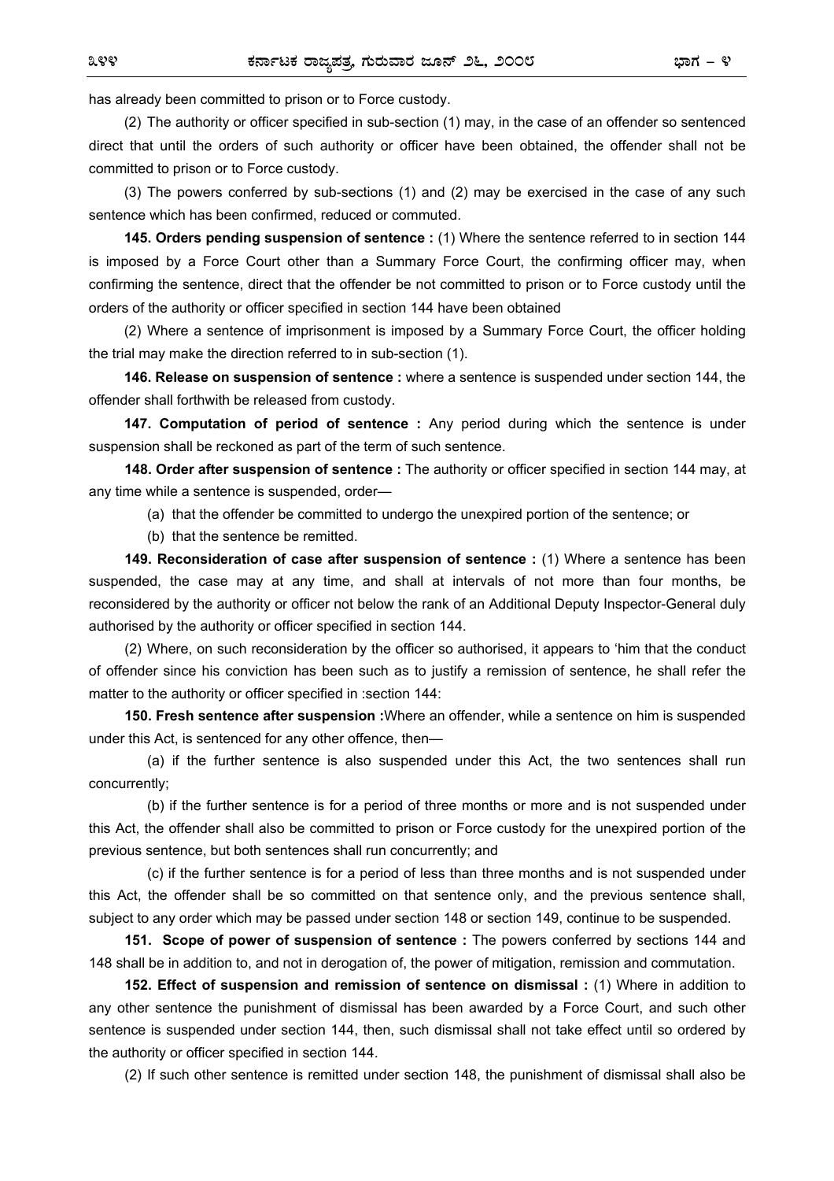has already been committed to prison or to Force custody.

(2) The authority or officer specified in sub-section (1) may, in the case of an offender so sentenced direct that until the orders of such authority or officer have been obtained, the offender shall not be committed to prison or to Force custody.

(3) The powers conferred by sub-sections (1) and (2) may be exercised in the case of any such sentence which has been confirmed, reduced or commuted.

**145. Orders pending suspension of sentence :** (1) Where the sentence referred to in section 144 is imposed by a Force Court other than a Summary Force Court, the confirming officer may, when confirming the sentence, direct that the offender be not committed to prison or to Force custody until the orders of the authority or officer specified in section 144 have been obtained

(2) Where a sentence of imprisonment is imposed by a Summary Force Court, the officer holding the trial may make the direction referred to in sub-section (1).

**146. Release on suspension of sentence :** where a sentence is suspended under section 144, the offender shall forthwith be released from custody.

**147. Computation of period of sentence :** Any period during which the sentence is under suspension shall be reckoned as part of the term of such sentence.

**148. Order after suspension of sentence :** The authority or officer specified in section 144 may, at any time while a sentence is suspended, order—

(a) that the offender be committed to undergo the unexpired portion of the sentence; or

(b) that the sentence be remitted.

**149. Reconsideration of case after suspension of sentence :** (1) Where a sentence has been suspended, the case may at any time, and shall at intervals of not more than four months, be reconsidered by the authority or officer not below the rank of an Additional Deputy Inspector-General duly authorised by the authority or officer specified in section 144.

(2) Where, on such reconsideration by the officer so authorised, it appears to 'him that the conduct of offender since his conviction has been such as to justify a remission of sentence, he shall refer the matter to the authority or officer specified in :section 144:

**150. Fresh sentence after suspension :**Where an offender, while a sentence on him is suspended under this Act, is sentenced for any other offence, then—

(a) if the further sentence is also suspended under this Act, the two sentences shall run concurrently;

(b) if the further sentence is for a period of three months or more and is not suspended under this Act, the offender shall also be committed to prison or Force custody for the unexpired portion of the previous sentence, but both sentences shall run concurrently; and

(c) if the further sentence is for a period of less than three months and is not suspended under this Act, the offender shall be so committed on that sentence only, and the previous sentence shall, subject to any order which may be passed under section 148 or section 149, continue to be suspended.

**151. Scope of power of suspension of sentence :** The powers conferred by sections 144 and 148 shall be in addition to, and not in derogation of, the power of mitigation, remission and commutation.

**152. Effect of suspension and remission of sentence on dismissal :** (1) Where in addition to any other sentence the punishment of dismissal has been awarded by a Force Court, and such other sentence is suspended under section 144, then, such dismissal shall not take effect until so ordered by the authority or officer specified in section 144.

(2) If such other sentence is remitted under section 148, the punishment of dismissal shall also be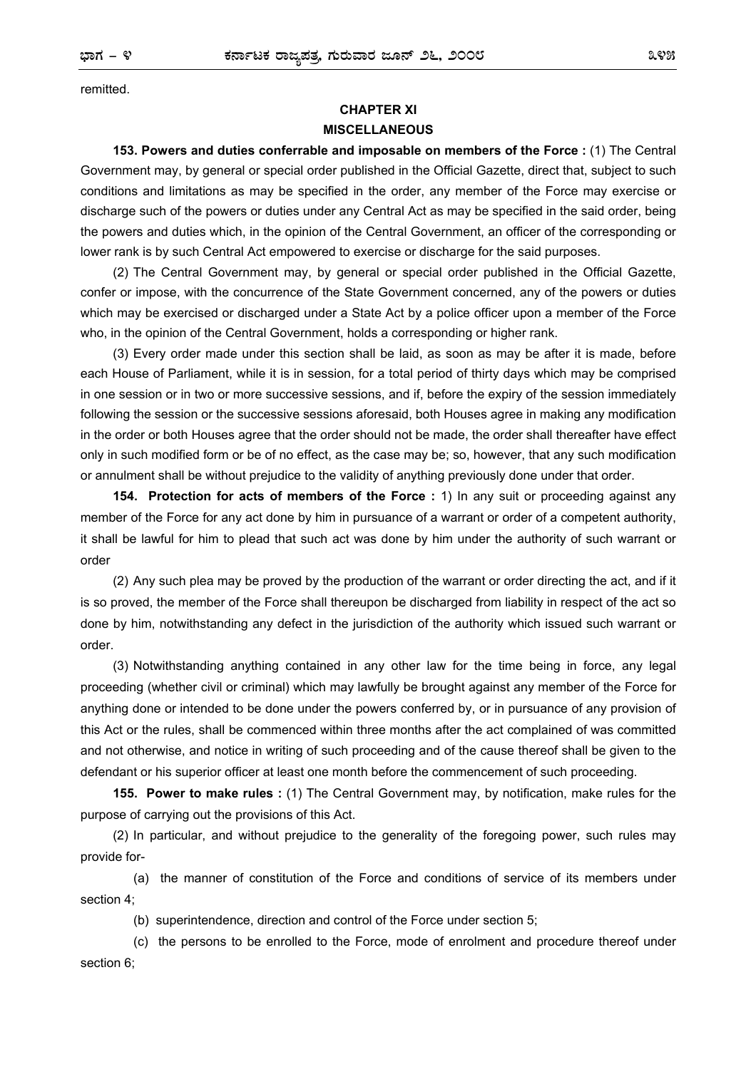remitted.

## CHAPTER XI
## MISCELLANEOUS

**153. Powers and duties conferrable and imposable on members of the Force :** (1) The Central Government may, by general or special order published in the Official Gazette, direct that, subject to such conditions and limitations as may be specified in the order, any member of the Force may exercise or discharge such of the powers or duties under any Central Act as may be specified in the said order, being the powers and duties which, in the opinion of the Central Government, an officer of the corresponding or lower rank is by such Central Act empowered to exercise or discharge for the said purposes.

(2) The Central Government may, by general or special order published in the Official Gazette, confer or impose, with the concurrence of the State Government concerned, any of the powers or duties which may be exercised or discharged under a State Act by a police officer upon a member of the Force who, in the opinion of the Central Government, holds a corresponding or higher rank.

(3) Every order made under this section shall be laid, as soon as may be after it is made, before each House of Parliament, while it is in session, for a total period of thirty days which may be comprised in one session or in two or more successive sessions, and if, before the expiry of the session immediately following the session or the successive sessions aforesaid, both Houses agree in making any modification in the order or both Houses agree that the order should not be made, the order shall thereafter have effect only in such modified form or be of no effect, as the case may be; so, however, that any such modification or annulment shall be without prejudice to the validity of anything previously done under that order.

**154. Protection for acts of members of the Force :** 1) In any suit or proceeding against any member of the Force for any act done by him in pursuance of a warrant or order of a competent authority, it shall be lawful for him to plead that such act was done by him under the authority of such warrant or order

(2) Any such plea may be proved by the production of the warrant or order directing the act, and if it is so proved, the member of the Force shall thereupon be discharged from liability in respect of the act so done by him, notwithstanding any defect in the jurisdiction of the authority which issued such warrant or order.

(3) Notwithstanding anything contained in any other law for the time being in force, any legal proceeding (whether civil or criminal) which may lawfully be brought against any member of the Force for anything done or intended to be done under the powers conferred by, or in pursuance of any provision of this Act or the rules, shall be commenced within three months after the act complained of was committed and not otherwise, and notice in writing of such proceeding and of the cause thereof shall be given to the defendant or his superior officer at least one month before the commencement of such proceeding.

**155. Power to make rules :** (1) The Central Government may, by notification, make rules for the purpose of carrying out the provisions of this Act.

(2) In particular, and without prejudice to the generality of the foregoing power, such rules may provide for-

(a) the manner of constitution of the Force and conditions of service of its members under section 4;

(b) superintendence, direction and control of the Force under section 5;

(c) the persons to be enrolled to the Force, mode of enrolment and procedure thereof under section 6;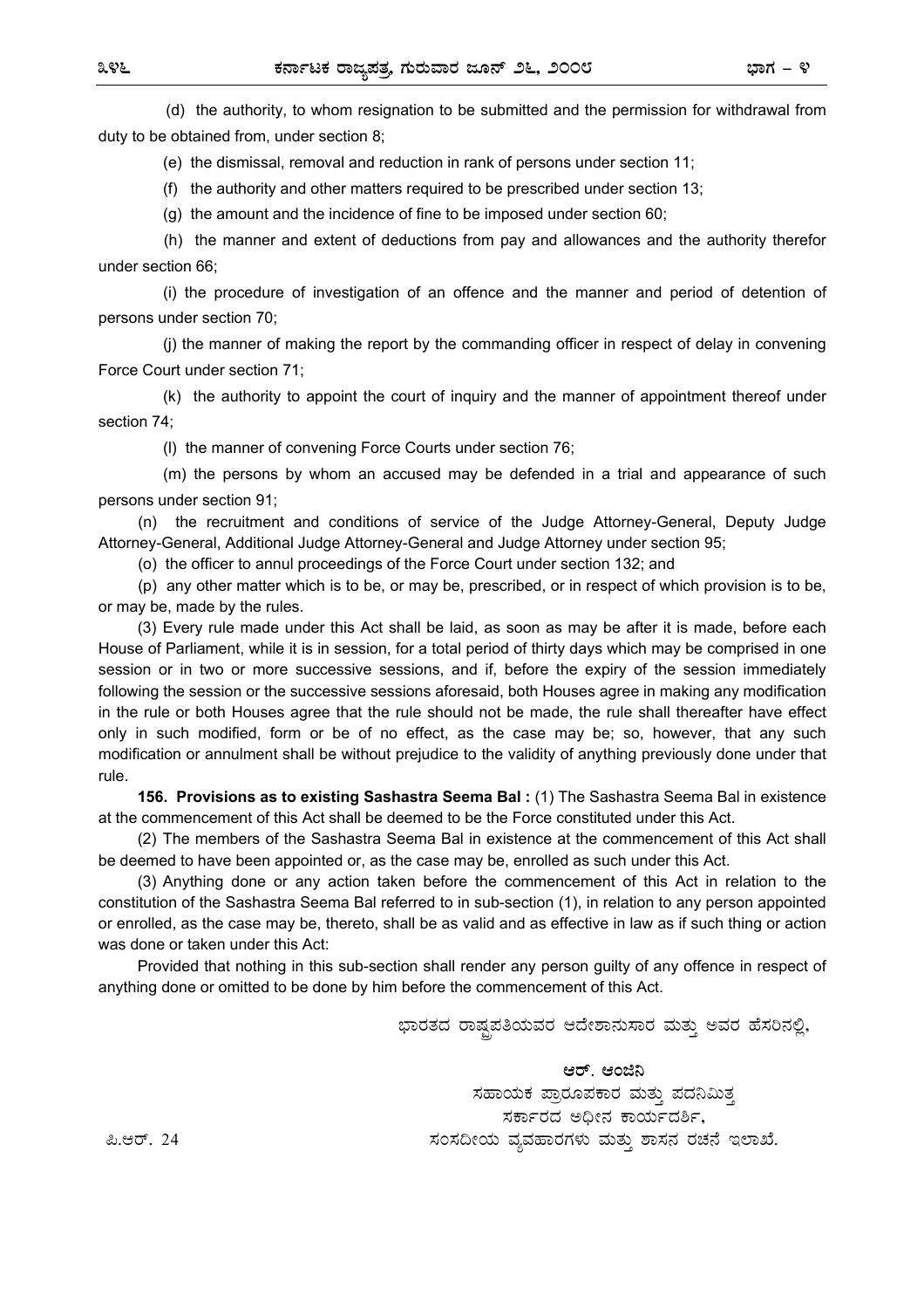(d) the authority, to whom resignation to be submitted and the permission for withdrawal from duty to be obtained from, under section 8;

(e) the dismissal, removal and reduction in rank of persons under section 11;

(f) the authority and other matters required to be prescribed under section 13;

(g) the amount and the incidence of fine to be imposed under section 60;

(h) the manner and extent of deductions from pay and allowances and the authority therefor under section 66;

(i) the procedure of investigation of an offence and the manner and period of detention of persons under section 70;

(j) the manner of making the report by the commanding officer in respect of delay in convening Force Court under section 71;

(k) the authority to appoint the court of inquiry and the manner of appointment thereof under section 74;

(l) the manner of convening Force Courts under section 76;

(m) the persons by whom an accused may be defended in a trial and appearance of such persons under section 91;

(n) the recruitment and conditions of service of the Judge Attorney-General, Deputy Judge Attorney-General, Additional Judge Attorney-General and Judge Attorney under section 95;

(o) the officer to annul proceedings of the Force Court under section 132; and

(p) any other matter which is to be, or may be, prescribed, or in respect of which provision is to be, or may be, made by the rules.

(3) Every rule made under this Act shall be laid, as soon as may be after it is made, before each House of Parliament, while it is in session, for a total period of thirty days which may be comprised in one session or in two or more successive sessions, and if, before the expiry of the session immediately following the session or the successive sessions aforesaid, both Houses agree in making any modification in the rule or both Houses agree that the rule should not be made, the rule shall thereafter have effect only in such modified, form or be of no effect, as the case may be; so, however, that any such modification or annulment shall be without prejudice to the validity of anything previously done under that rule.

**156. Provisions as to existing Sashastra Seema Bal :** (1) The Sashastra Seema Bal in existence at the commencement of this Act shall be deemed to be the Force constituted under this Act.

(2) The members of the Sashastra Seema Bal in existence at the commencement of this Act shall be deemed to have been appointed or, as the case may be, enrolled as such under this Act.

(3) Anything done or any action taken before the commencement of this Act in relation to the constitution of the Sashastra Seema Bal referred to in sub-section (1), in relation to any person appointed or enrolled, as the case may be, thereto, shall be as valid and as effective in law as if such thing or action was done or taken under this Act:

Provided that nothing in this sub-section shall render any person guilty of any offence in respect of anything done or omitted to be done by him before the commencement of this Act.

ಭಾರತದ ರಾಷ್ಟ್ರಪತಿಯವರ ಆದೇಶಾನುಸಾರ ಮತ್ತು ಅವರ ಹೆಸರಿನಲ್ಲಿ,

**ಆರ್. ಆಂಜಿನಿ**

ಸಹಾಯಕ ಪ್ರಾರೂಪಕಾರ ಮತ್ತು ಪದನಿಮಿತ್ತ

ಸರ್ಕಾರದ ಅಧೀನ ಕಾರ್ಯದರ್ಶಿ,

ಸಂಸದೀಯ ವ್ಯವಹಾರಗಳು ಮತ್ತು ಶಾಸನ ರಚನೆ ಇಲಾಖೆ.

ಪಿ.ಆರ್. 24